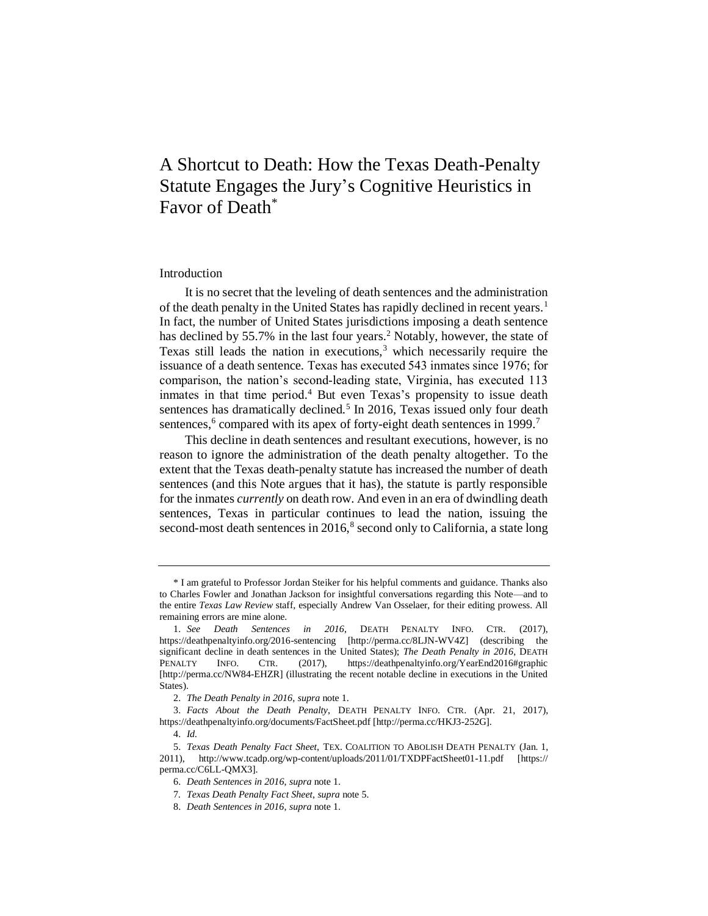# A Shortcut to Death: How the Texas Death-Penalty Statute Engages the Jury's Cognitive Heuristics in Favor of Death*

## Introduction

It is no secret that the leveling of death sentences and the administration of the death penalty in the United States has rapidly declined in recent years.[1] In fact, the number of United States jurisdictions imposing a death sentence has declined by 55.7% in the last four years.[2] Notably, however, the state of Texas still leads the nation in executions,[3] which necessarily require the issuance of a death sentence. Texas has executed 543 inmates since 1976; for comparison, the nation's second-leading state, Virginia, has executed 113 inmates in that time period.[4] But even Texas's propensity to issue death sentences has dramatically declined.[5] In 2016, Texas issued only four death sentences,[6] compared with its apex of forty-eight death sentences in 1999.[7]

This decline in death sentences and resultant executions, however, is no reason to ignore the administration of the death penalty altogether. To the extent that the Texas death-penalty statute has increased the number of death sentences (and this Note argues that it has), the statute is partly responsible for the inmates *currently* on death row. And even in an era of dwindling death sentences, Texas in particular continues to lead the nation, issuing the second-most death sentences in 2016,[8] second only to California, a state long

---

\* I am grateful to Professor Jordan Steiker for his helpful comments and guidance. Thanks also to Charles Fowler and Jonathan Jackson for insightful conversations regarding this Note—and to the entire *Texas Law Review* staff, especially Andrew Van Osselaer, for their editing prowess. All remaining errors are mine alone.

1. *See Death Sentences in 2016*, DEATH PENALTY INFO. CTR. (2017), https://deathpenaltyinfo.org/2016-sentencing [http://perma.cc/8LJN-WV4Z] (describing the significant decline in death sentences in the United States); *The Death Penalty in 2016*, DEATH PENALTY INFO. CTR. (2017), https://deathpenaltyinfo.org/YearEnd2016#graphic [http://perma.cc/NW84-EHZR] (illustrating the recent notable decline in executions in the United States).

2. *The Death Penalty in 2016*, *supra* note 1.

3. *Facts About the Death Penalty*, DEATH PENALTY INFO. CTR. (Apr. 21, 2017), https://deathpenaltyinfo.org/documents/FactSheet.pdf [http://perma.cc/HKJ3-252G].

4. *Id.*

5. *Texas Death Penalty Fact Sheet*, TEX. COALITION TO ABOLISH DEATH PENALTY (Jan. 1, 2011), http://www.tcadp.org/wp-content/uploads/2011/01/TXDPFactSheet01-11.pdf [https://perma.cc/C6LL-QMX3].

6. *Death Sentences in 2016*, *supra* note 1.

7. *Texas Death Penalty Fact Sheet*, *supra* note 5.

8. *Death Sentences in 2016*, *supra* note 1.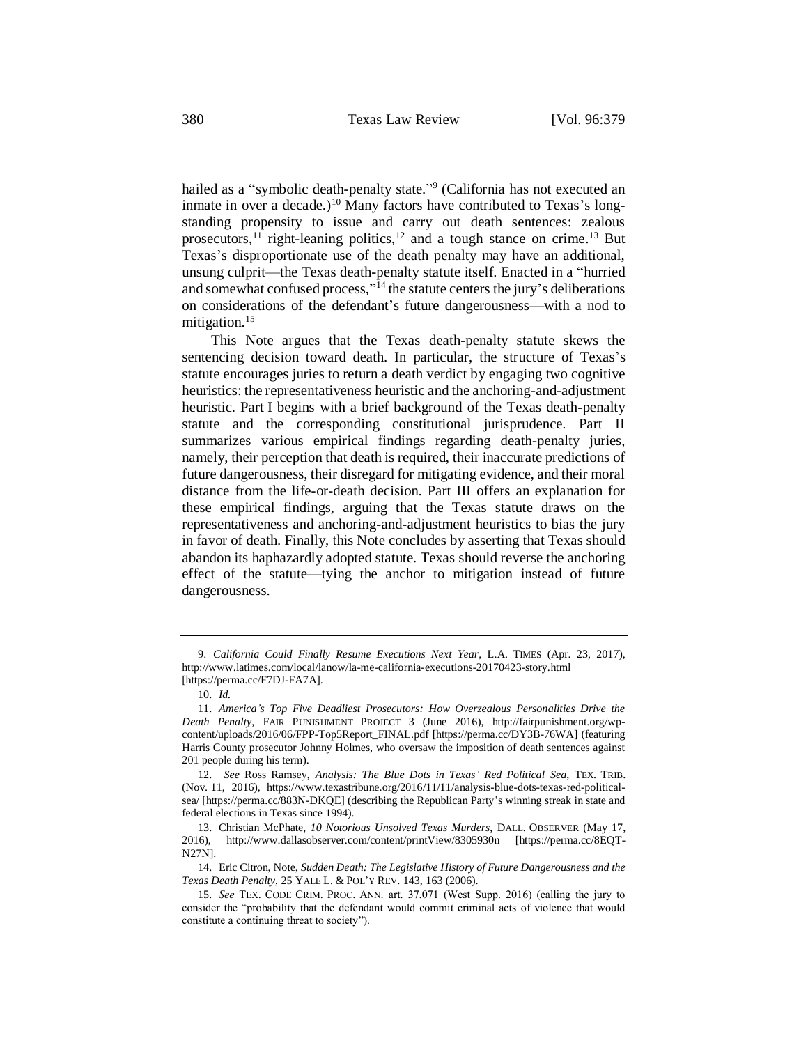hailed as a "symbolic death-penalty state."[9] (California has not executed an inmate in over a decade.)[10] Many factors have contributed to Texas's long-standing propensity to issue and carry out death sentences: zealous prosecutors,[11] right-leaning politics,[12] and a tough stance on crime.[13] But Texas's disproportionate use of the death penalty may have an additional, unsung culprit—the Texas death-penalty statute itself. Enacted in a "hurried and somewhat confused process,"[14] the statute centers the jury's deliberations on considerations of the defendant's future dangerousness—with a nod to mitigation.[15]

This Note argues that the Texas death-penalty statute skews the sentencing decision toward death. In particular, the structure of Texas's statute encourages juries to return a death verdict by engaging two cognitive heuristics: the representativeness heuristic and the anchoring-and-adjustment heuristic. Part I begins with a brief background of the Texas death-penalty statute and the corresponding constitutional jurisprudence. Part II summarizes various empirical findings regarding death-penalty juries, namely, their perception that death is required, their inaccurate predictions of future dangerousness, their disregard for mitigating evidence, and their moral distance from the life-or-death decision. Part III offers an explanation for these empirical findings, arguing that the Texas statute draws on the representativeness and anchoring-and-adjustment heuristics to bias the jury in favor of death. Finally, this Note concludes by asserting that Texas should abandon its haphazardly adopted statute. Texas should reverse the anchoring effect of the statute—tying the anchor to mitigation instead of future dangerousness.

---

9. *California Could Finally Resume Executions Next Year*, L.A. TIMES (Apr. 23, 2017), http://www.latimes.com/local/lanow/la-me-california-executions-20170423-story.html [https://perma.cc/F7DJ-FA7A].

10. *Id.*

11. *America's Top Five Deadliest Prosecutors: How Overzealous Personalities Drive the Death Penalty*, FAIR PUNISHMENT PROJECT 3 (June 2016), http://fairpunishment.org/wp-content/uploads/2016/06/FPP-Top5Report_FINAL.pdf [https://perma.cc/DY3B-76WA] (featuring Harris County prosecutor Johnny Holmes, who oversaw the imposition of death sentences against 201 people during his term).

12. *See* Ross Ramsey, *Analysis: The Blue Dots in Texas' Red Political Sea*, TEX. TRIB. (Nov. 11, 2016), https://www.texastribune.org/2016/11/11/analysis-blue-dots-texas-red-political-sea/ [https://perma.cc/883N-DKQE] (describing the Republican Party's winning streak in state and federal elections in Texas since 1994).

13. Christian McPhate, *10 Notorious Unsolved Texas Murders*, DALL. OBSERVER (May 17, 2016), http://www.dallasobserver.com/content/printView/8305930n [https://perma.cc/8EQT-N27N].

14. Eric Citron, Note, *Sudden Death: The Legislative History of Future Dangerousness and the Texas Death Penalty*, 25 YALE L. & POL'Y REV. 143, 163 (2006).

15. *See* TEX. CODE CRIM. PROC. ANN. art. 37.071 (West Supp. 2016) (calling the jury to consider the "probability that the defendant would commit criminal acts of violence that would constitute a continuing threat to society").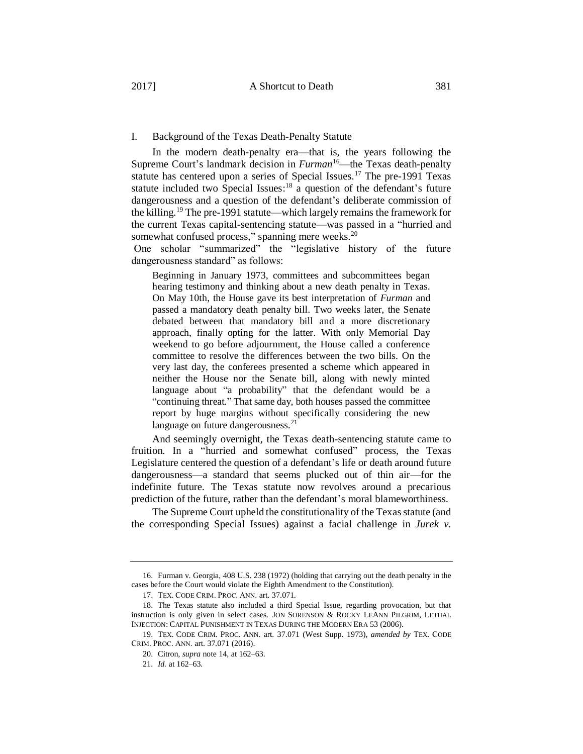## I. Background of the Texas Death-Penalty Statute

In the modern death-penalty era—that is, the years following the Supreme Court's landmark decision in *Furman*[16]—the Texas death-penalty statute has centered upon a series of Special Issues.[17] The pre-1991 Texas statute included two Special Issues:[18] a question of the defendant's future dangerousness and a question of the defendant's deliberate commission of the killing.[19] The pre-1991 statute—which largely remains the framework for the current Texas capital-sentencing statute—was passed in a "hurried and somewhat confused process," spanning mere weeks.[20]

One scholar "summarized" the "legislative history of the future dangerousness standard" as follows:

> Beginning in January 1973, committees and subcommittees began hearing testimony and thinking about a new death penalty in Texas. On May 10th, the House gave its best interpretation of *Furman* and passed a mandatory death penalty bill. Two weeks later, the Senate debated between that mandatory bill and a more discretionary approach, finally opting for the latter. With only Memorial Day weekend to go before adjournment, the House called a conference committee to resolve the differences between the two bills. On the very last day, the conferees presented a scheme which appeared in neither the House nor the Senate bill, along with newly minted language about "a probability" that the defendant would be a "continuing threat." That same day, both houses passed the committee report by huge margins without specifically considering the new language on future dangerousness.[21]

And seemingly overnight, the Texas death-sentencing statute came to fruition. In a "hurried and somewhat confused" process, the Texas Legislature centered the question of a defendant's life or death around future dangerousness—a standard that seems plucked out of thin air—for the indefinite future. The Texas statute now revolves around a precarious prediction of the future, rather than the defendant's moral blameworthiness.

The Supreme Court upheld the constitutionality of the Texas statute (and the corresponding Special Issues) against a facial challenge in *Jurek v.*

---

16. Furman v. Georgia, 408 U.S. 238 (1972) (holding that carrying out the death penalty in the cases before the Court would violate the Eighth Amendment to the Constitution).

17. TEX. CODE CRIM. PROC. ANN. art. 37.071.

18. The Texas statute also included a third Special Issue, regarding provocation, but that instruction is only given in select cases. JON SORENSON & ROCKY LEANN PILGRIM, LETHAL INJECTION: CAPITAL PUNISHMENT IN TEXAS DURING THE MODERN ERA 53 (2006).

19. TEX. CODE CRIM. PROC. ANN. art. 37.071 (West Supp. 1973), *amended by* TEX. CODE CRIM. PROC. ANN. art. 37.071 (2016).

20. Citron, *supra* note 14, at 162–63.

21. *Id.* at 162–63.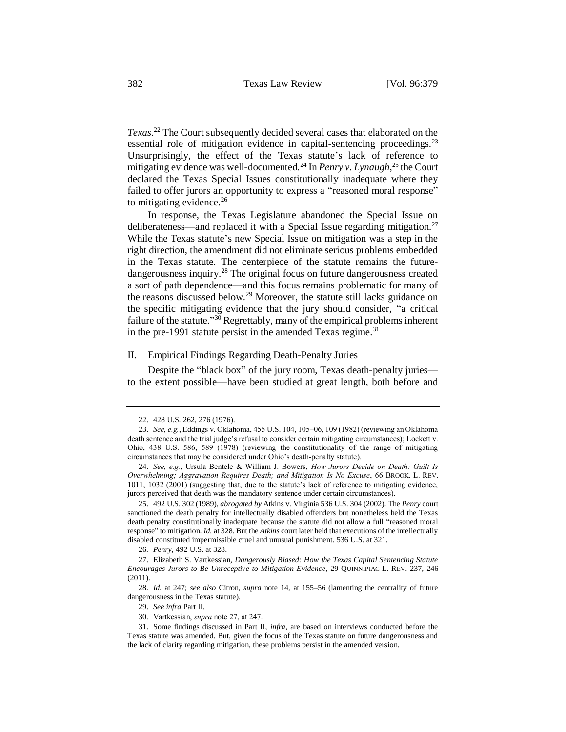*Texas*.[22] The Court subsequently decided several cases that elaborated on the essential role of mitigation evidence in capital-sentencing proceedings.[23] Unsurprisingly, the effect of the Texas statute's lack of reference to mitigating evidence was well-documented.[24] In *Penry v. Lynaugh*,[25] the Court declared the Texas Special Issues constitutionally inadequate where they failed to offer jurors an opportunity to express a "reasoned moral response" to mitigating evidence.[26]

In response, the Texas Legislature abandoned the Special Issue on deliberateness—and replaced it with a Special Issue regarding mitigation.[27] While the Texas statute's new Special Issue on mitigation was a step in the right direction, the amendment did not eliminate serious problems embedded in the Texas statute. The centerpiece of the statute remains the future-dangerousness inquiry.[28] The original focus on future dangerousness created a sort of path dependence—and this focus remains problematic for many of the reasons discussed below.[29] Moreover, the statute still lacks guidance on the specific mitigating evidence that the jury should consider, "a critical failure of the statute."[30] Regrettably, many of the empirical problems inherent in the pre-1991 statute persist in the amended Texas regime.[31]

## II. Empirical Findings Regarding Death-Penalty Juries

Despite the "black box" of the jury room, Texas death-penalty juries—to the extent possible—have been studied at great length, both before and

---

22. 428 U.S. 262, 276 (1976).

23. *See, e.g.*, Eddings v. Oklahoma, 455 U.S. 104, 105–06, 109 (1982) (reviewing an Oklahoma death sentence and the trial judge's refusal to consider certain mitigating circumstances); Lockett v. Ohio, 438 U.S. 586, 589 (1978) (reviewing the constitutionality of the range of mitigating circumstances that may be considered under Ohio's death-penalty statute).

24. *See, e.g.*, Ursula Bentele & William J. Bowers, *How Jurors Decide on Death: Guilt Is Overwhelming; Aggravation Requires Death; and Mitigation Is No Excuse*, 66 BROOK. L. REV. 1011, 1032 (2001) (suggesting that, due to the statute's lack of reference to mitigating evidence, jurors perceived that death was the mandatory sentence under certain circumstances).

25. 492 U.S. 302 (1989), *abrogated by* Atkins v. Virginia 536 U.S. 304 (2002). The *Penry* court sanctioned the death penalty for intellectually disabled offenders but nonetheless held the Texas death penalty constitutionally inadequate because the statute did not allow a full "reasoned moral response" to mitigation. *Id.* at 328. But the *Atkins* court later held that executions of the intellectually disabled constituted impermissible cruel and unusual punishment. 536 U.S. at 321.

26. *Penry*, 492 U.S. at 328.

27. Elizabeth S. Vartkessian, *Dangerously Biased: How the Texas Capital Sentencing Statute Encourages Jurors to Be Unreceptive to Mitigation Evidence*, 29 QUINNIPIAC L. REV. 237, 246 (2011).

28. *Id.* at 247; *see also* Citron, *supra* note 14, at 155–56 (lamenting the centrality of future dangerousness in the Texas statute).

29. *See infra* Part II.

30. Vartkessian, *supra* note 27, at 247.

31. Some findings discussed in Part II, *infra*, are based on interviews conducted before the Texas statute was amended. But, given the focus of the Texas statute on future dangerousness and the lack of clarity regarding mitigation, these problems persist in the amended version.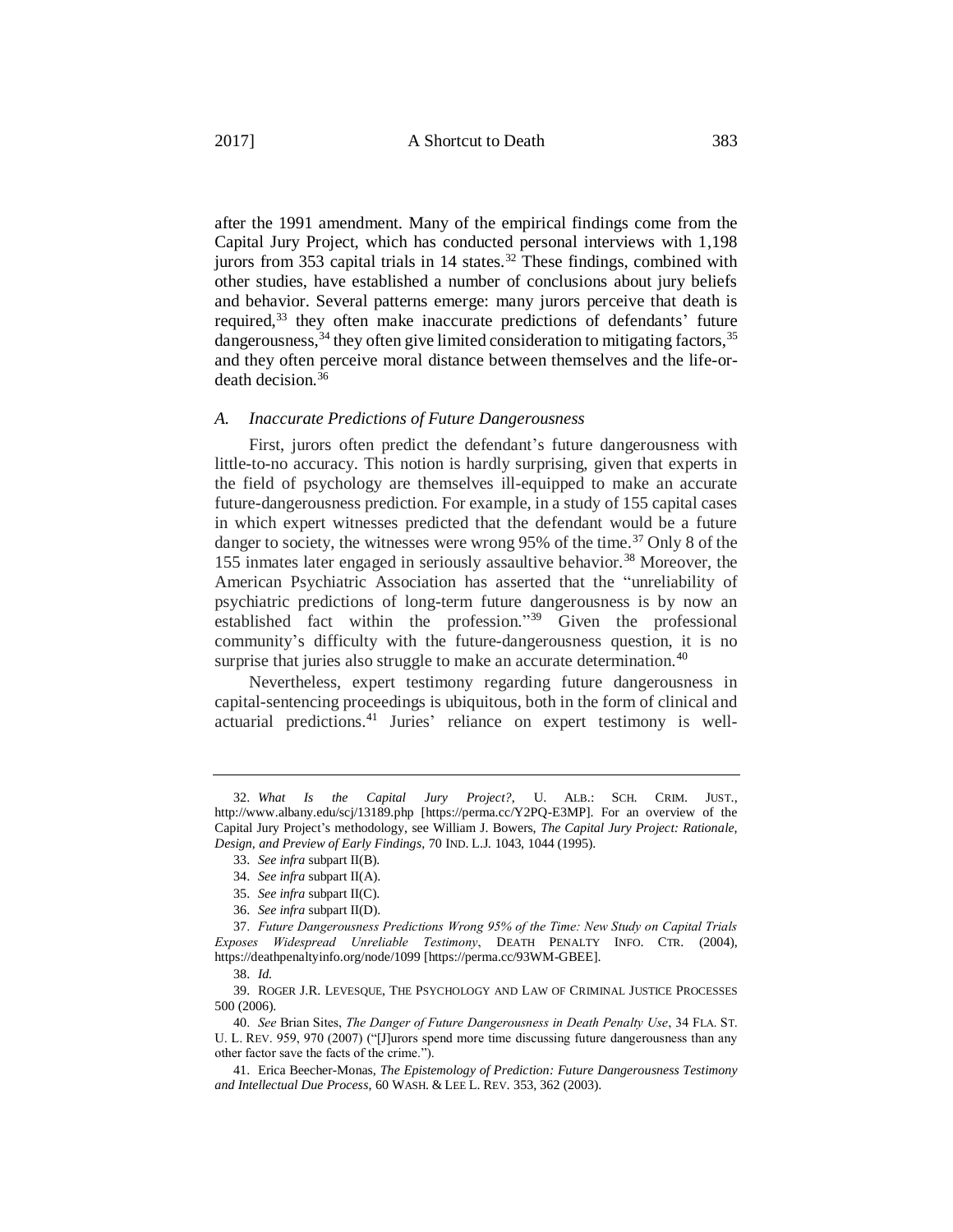after the 1991 amendment. Many of the empirical findings come from the Capital Jury Project, which has conducted personal interviews with 1,198 jurors from 353 capital trials in 14 states.[32] These findings, combined with other studies, have established a number of conclusions about jury beliefs and behavior. Several patterns emerge: many jurors perceive that death is required,[33] they often make inaccurate predictions of defendants' future dangerousness,[34] they often give limited consideration to mitigating factors,[35] and they often perceive moral distance between themselves and the life-or-death decision.[36]

### *A. Inaccurate Predictions of Future Dangerousness*

First, jurors often predict the defendant's future dangerousness with little-to-no accuracy. This notion is hardly surprising, given that experts in the field of psychology are themselves ill-equipped to make an accurate future-dangerousness prediction. For example, in a study of 155 capital cases in which expert witnesses predicted that the defendant would be a future danger to society, the witnesses were wrong 95% of the time.[37] Only 8 of the 155 inmates later engaged in seriously assaultive behavior.[38] Moreover, the American Psychiatric Association has asserted that the "unreliability of psychiatric predictions of long-term future dangerousness is by now an established fact within the profession."[39] Given the professional community's difficulty with the future-dangerousness question, it is no surprise that juries also struggle to make an accurate determination.[40]

Nevertheless, expert testimony regarding future dangerousness in capital-sentencing proceedings is ubiquitous, both in the form of clinical and actuarial predictions.[41] Juries' reliance on expert testimony is well-

---

32. *What Is the Capital Jury Project?*, U. ALB.: SCH. CRIM. JUST., http://www.albany.edu/scj/13189.php [https://perma.cc/Y2PQ-E3MP]. For an overview of the Capital Jury Project's methodology, see William J. Bowers, *The Capital Jury Project: Rationale, Design, and Preview of Early Findings*, 70 IND. L.J. 1043, 1044 (1995).

33. *See infra* subpart II(B).

34. *See infra* subpart II(A).

35. *See infra* subpart II(C).

36. *See infra* subpart II(D).

37. *Future Dangerousness Predictions Wrong 95% of the Time: New Study on Capital Trials Exposes Widespread Unreliable Testimony*, DEATH PENALTY INFO. CTR. (2004), https://deathpenaltyinfo.org/node/1099 [https://perma.cc/93WM-GBEE].

38. *Id.*

39. ROGER J.R. LEVESQUE, THE PSYCHOLOGY AND LAW OF CRIMINAL JUSTICE PROCESSES 500 (2006).

40. *See* Brian Sites, *The Danger of Future Dangerousness in Death Penalty Use*, 34 FLA. ST. U. L. REV. 959, 970 (2007) ("[J]urors spend more time discussing future dangerousness than any other factor save the facts of the crime.").

41. Erica Beecher-Monas, *The Epistemology of Prediction: Future Dangerousness Testimony and Intellectual Due Process*, 60 WASH. & LEE L. REV. 353, 362 (2003).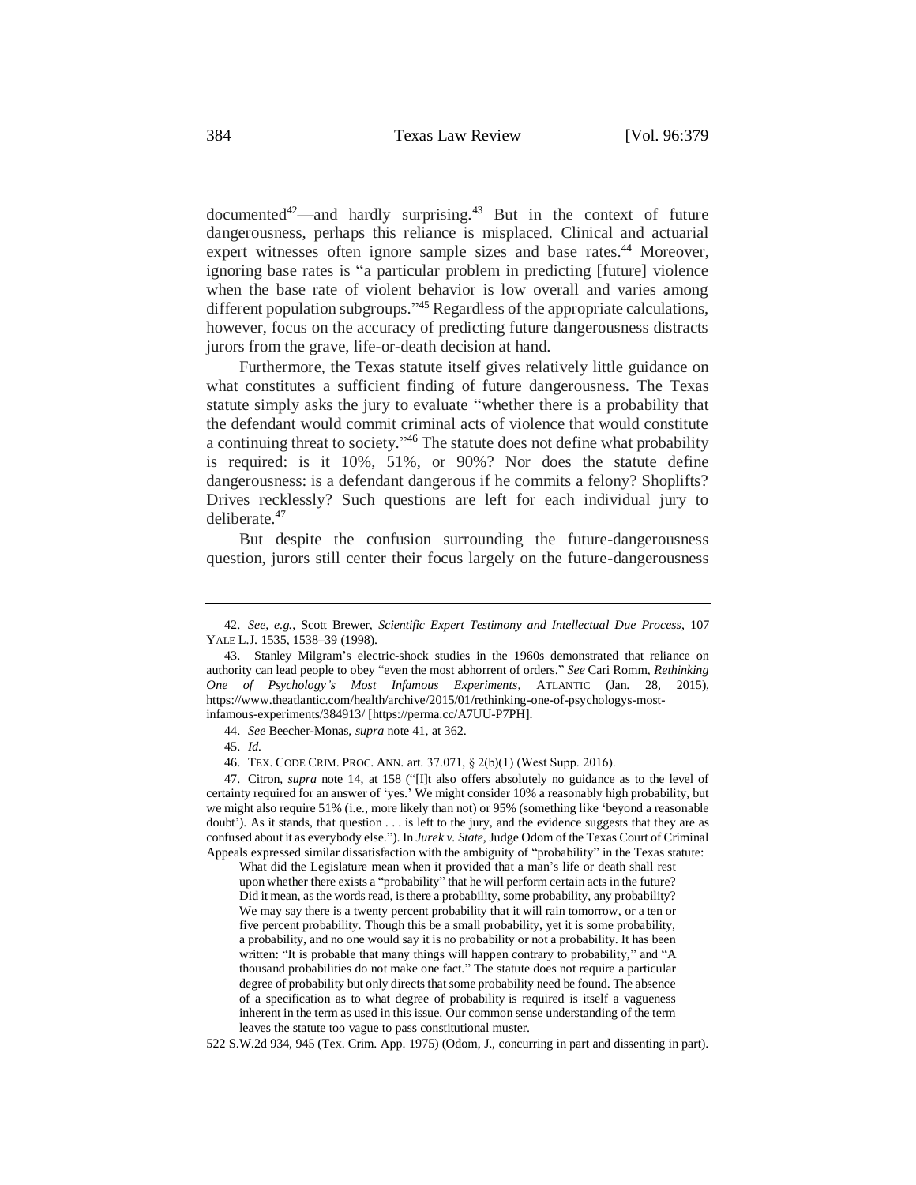documented[42]—and hardly surprising.[43] But in the context of future dangerousness, perhaps this reliance is misplaced. Clinical and actuarial expert witnesses often ignore sample sizes and base rates.[44] Moreover, ignoring base rates is "a particular problem in predicting [future] violence when the base rate of violent behavior is low overall and varies among different population subgroups."[45] Regardless of the appropriate calculations, however, focus on the accuracy of predicting future dangerousness distracts jurors from the grave, life-or-death decision at hand.

Furthermore, the Texas statute itself gives relatively little guidance on what constitutes a sufficient finding of future dangerousness. The Texas statute simply asks the jury to evaluate "whether there is a probability that the defendant would commit criminal acts of violence that would constitute a continuing threat to society."[46] The statute does not define what probability is required: is it 10%, 51%, or 90%? Nor does the statute define dangerousness: is a defendant dangerous if he commits a felony? Shoplifts? Drives recklessly? Such questions are left for each individual jury to deliberate.[47]

But despite the confusion surrounding the future-dangerousness question, jurors still center their focus largely on the future-dangerousness

---

42. *See, e.g.*, Scott Brewer, *Scientific Expert Testimony and Intellectual Due Process*, 107 YALE L.J. 1535, 1538–39 (1998).

43. Stanley Milgram's electric-shock studies in the 1960s demonstrated that reliance on authority can lead people to obey "even the most abhorrent of orders." *See* Cari Romm, *Rethinking One of Psychology's Most Infamous Experiments*, ATLANTIC (Jan. 28, 2015), https://www.theatlantic.com/health/archive/2015/01/rethinking-one-of-psychologys-most-infamous-experiments/384913/ [https://perma.cc/A7UU-P7PH].

44. *See* Beecher-Monas, *supra* note 41, at 362.

45. *Id.*

46. TEX. CODE CRIM. PROC. ANN. art. 37.071, § 2(b)(1) (West Supp. 2016).

47. Citron, *supra* note 14, at 158 ("[I]t also offers absolutely no guidance as to the level of certainty required for an answer of 'yes.' We might consider 10% a reasonably high probability, but we might also require 51% (i.e., more likely than not) or 95% (something like 'beyond a reasonable doubt'). As it stands, that question . . . is left to the jury, and the evidence suggests that they are as confused about it as everybody else."). In *Jurek v. State*, Judge Odom of the Texas Court of Criminal Appeals expressed similar dissatisfaction with the ambiguity of "probability" in the Texas statute:

> What did the Legislature mean when it provided that a man's life or death shall rest upon whether there exists a "probability" that he will perform certain acts in the future? Did it mean, as the words read, is there a probability, some probability, any probability? We may say there is a twenty percent probability that it will rain tomorrow, or a ten or five percent probability. Though this be a small probability, yet it is some probability, a probability, and no one would say it is no probability or not a probability. It has been written: "It is probable that many things will happen contrary to probability," and "A thousand probabilities do not make one fact." The statute does not require a particular degree of probability but only directs that some probability need be found. The absence of a specification as to what degree of probability is required is itself a vagueness inherent in the term as used in this issue. Our common sense understanding of the term leaves the statute too vague to pass constitutional muster.

522 S.W.2d 934, 945 (Tex. Crim. App. 1975) (Odom, J., concurring in part and dissenting in part).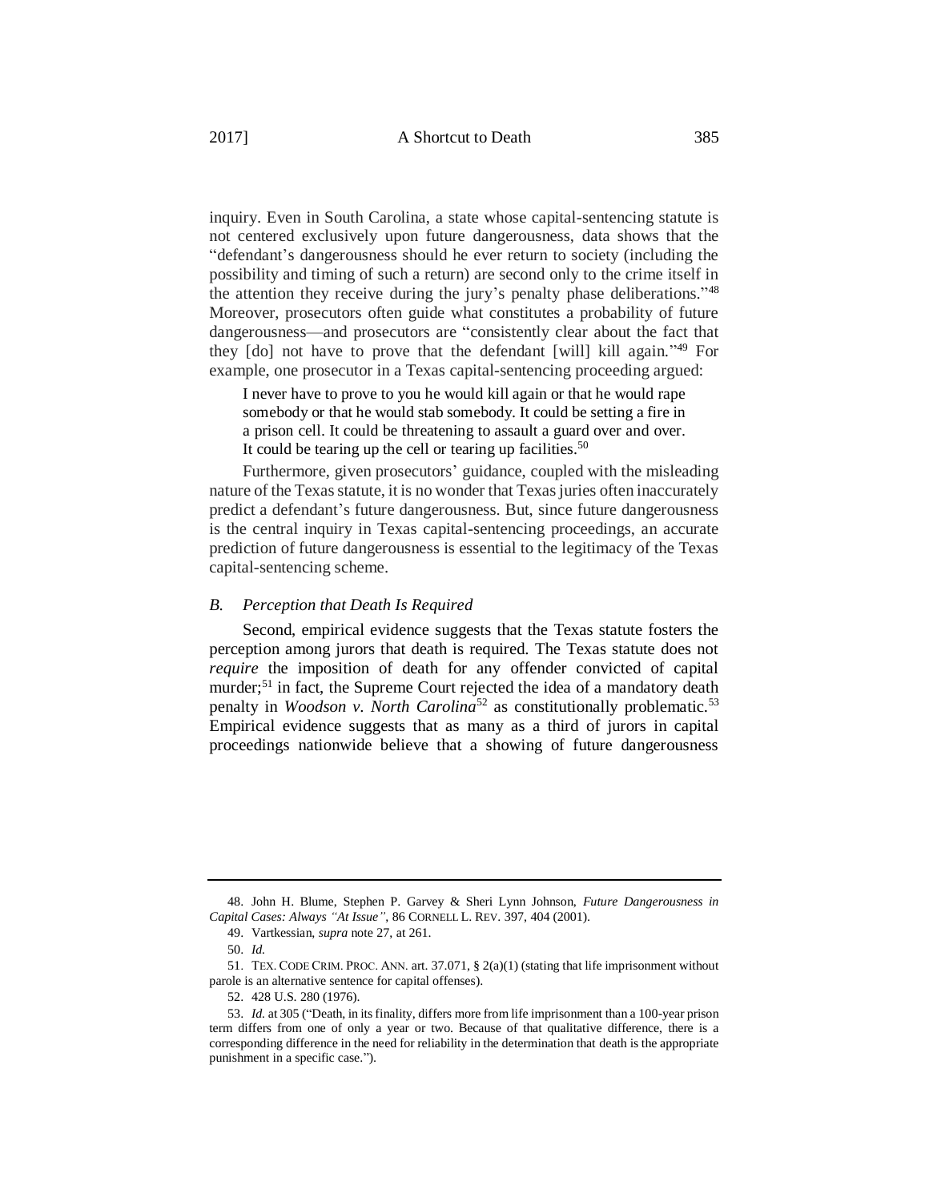inquiry. Even in South Carolina, a state whose capital-sentencing statute is not centered exclusively upon future dangerousness, data shows that the "defendant's dangerousness should he ever return to society (including the possibility and timing of such a return) are second only to the crime itself in the attention they receive during the jury's penalty phase deliberations."[48] Moreover, prosecutors often guide what constitutes a probability of future dangerousness—and prosecutors are "consistently clear about the fact that they [do] not have to prove that the defendant [will] kill again."[49] For example, one prosecutor in a Texas capital-sentencing proceeding argued:

> I never have to prove to you he would kill again or that he would rape somebody or that he would stab somebody. It could be setting a fire in a prison cell. It could be threatening to assault a guard over and over. It could be tearing up the cell or tearing up facilities.[50]

Furthermore, given prosecutors' guidance, coupled with the misleading nature of the Texas statute, it is no wonder that Texas juries often inaccurately predict a defendant's future dangerousness. But, since future dangerousness is the central inquiry in Texas capital-sentencing proceedings, an accurate prediction of future dangerousness is essential to the legitimacy of the Texas capital-sentencing scheme.

### *B. Perception that Death Is Required*

Second, empirical evidence suggests that the Texas statute fosters the perception among jurors that death is required. The Texas statute does not *require* the imposition of death for any offender convicted of capital murder;[51] in fact, the Supreme Court rejected the idea of a mandatory death penalty in *Woodson v. North Carolina*[52] as constitutionally problematic.[53] Empirical evidence suggests that as many as a third of jurors in capital proceedings nationwide believe that a showing of future dangerousness

---

48. John H. Blume, Stephen P. Garvey & Sheri Lynn Johnson, *Future Dangerousness in Capital Cases: Always "At Issue"*, 86 CORNELL L. REV. 397, 404 (2001).

49. Vartkessian, *supra* note 27, at 261.

50. *Id.*

51. TEX. CODE CRIM. PROC. ANN. art. 37.071, § 2(a)(1) (stating that life imprisonment without parole is an alternative sentence for capital offenses).

52. 428 U.S. 280 (1976).

53. *Id.* at 305 ("Death, in its finality, differs more from life imprisonment than a 100-year prison term differs from one of only a year or two. Because of that qualitative difference, there is a corresponding difference in the need for reliability in the determination that death is the appropriate punishment in a specific case.").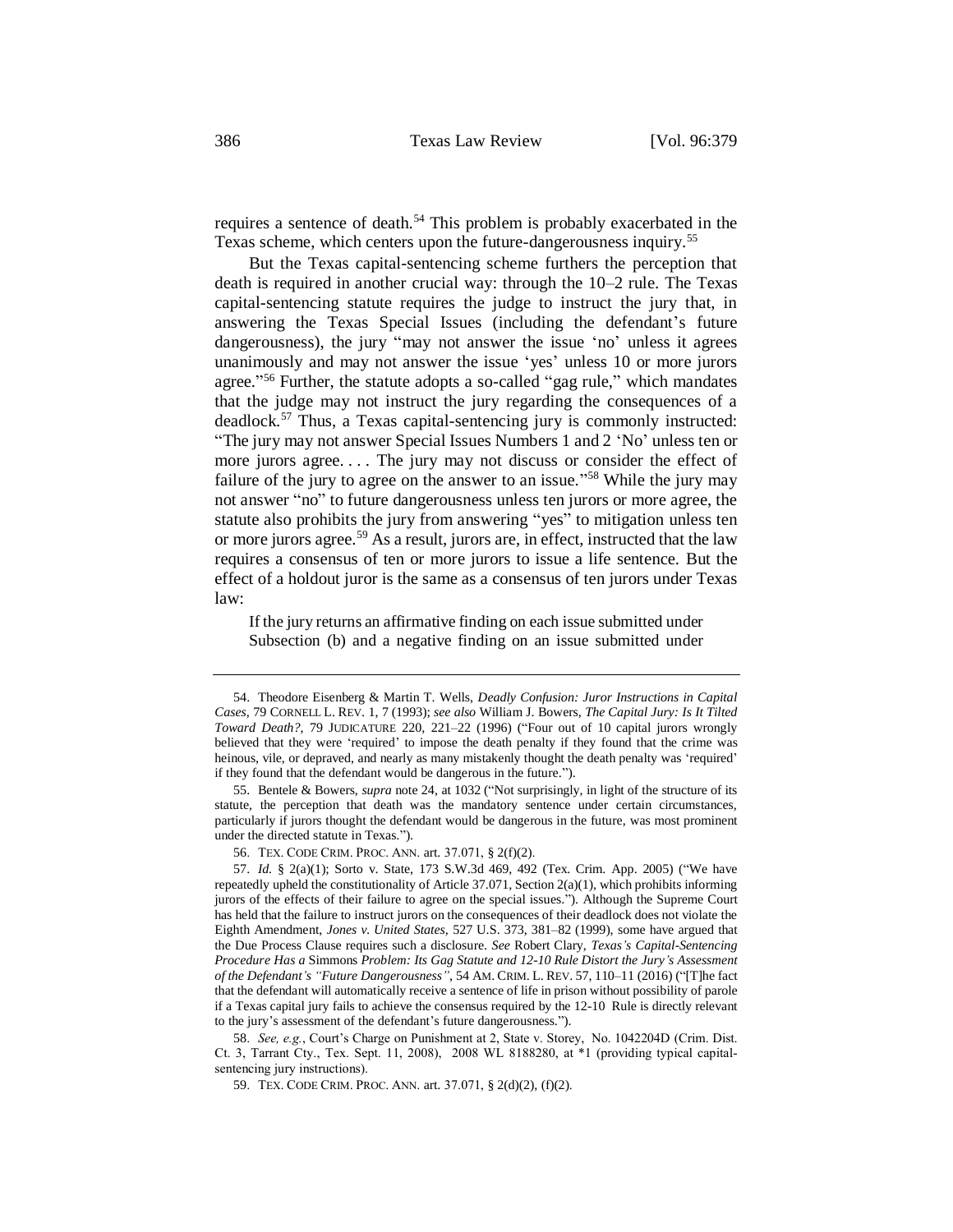requires a sentence of death.[54] This problem is probably exacerbated in the Texas scheme, which centers upon the future-dangerousness inquiry.[55]

But the Texas capital-sentencing scheme furthers the perception that death is required in another crucial way: through the 10–2 rule. The Texas capital-sentencing statute requires the judge to instruct the jury that, in answering the Texas Special Issues (including the defendant's future dangerousness), the jury "may not answer the issue 'no' unless it agrees unanimously and may not answer the issue 'yes' unless 10 or more jurors agree."[56] Further, the statute adopts a so-called "gag rule," which mandates that the judge may not instruct the jury regarding the consequences of a deadlock.[57] Thus, a Texas capital-sentencing jury is commonly instructed: "The jury may not answer Special Issues Numbers 1 and 2 'No' unless ten or more jurors agree. . . . The jury may not discuss or consider the effect of failure of the jury to agree on the answer to an issue."[58] While the jury may not answer "no" to future dangerousness unless ten jurors or more agree, the statute also prohibits the jury from answering "yes" to mitigation unless ten or more jurors agree.[59] As a result, jurors are, in effect, instructed that the law requires a consensus of ten or more jurors to issue a life sentence. But the effect of a holdout juror is the same as a consensus of ten jurors under Texas law:

> If the jury returns an affirmative finding on each issue submitted under Subsection (b) and a negative finding on an issue submitted under

---

54. Theodore Eisenberg & Martin T. Wells, *Deadly Confusion: Juror Instructions in Capital Cases*, 79 CORNELL L. REV. 1, 7 (1993); *see also* William J. Bowers, *The Capital Jury: Is It Tilted Toward Death?*, 79 JUDICATURE 220, 221–22 (1996) ("Four out of 10 capital jurors wrongly believed that they were 'required' to impose the death penalty if they found that the crime was heinous, vile, or depraved, and nearly as many mistakenly thought the death penalty was 'required' if they found that the defendant would be dangerous in the future.").

55. Bentele & Bowers, *supra* note 24, at 1032 ("Not surprisingly, in light of the structure of its statute, the perception that death was the mandatory sentence under certain circumstances, particularly if jurors thought the defendant would be dangerous in the future, was most prominent under the directed statute in Texas.").

56. TEX. CODE CRIM. PROC. ANN. art. 37.071, § 2(f)(2).

57. *Id.* § 2(a)(1); Sorto v. State, 173 S.W.3d 469, 492 (Tex. Crim. App. 2005) ("We have repeatedly upheld the constitutionality of Article 37.071, Section 2(a)(1), which prohibits informing jurors of the effects of their failure to agree on the special issues."). Although the Supreme Court has held that the failure to instruct jurors on the consequences of their deadlock does not violate the Eighth Amendment, *Jones v. United States*, 527 U.S. 373, 381–82 (1999), some have argued that the Due Process Clause requires such a disclosure. *See* Robert Clary, *Texas's Capital-Sentencing Procedure Has a* Simmons *Problem: Its Gag Statute and 12-10 Rule Distort the Jury's Assessment of the Defendant's "Future Dangerousness"*, 54 AM. CRIM. L. REV. 57, 110–11 (2016) ("[T]he fact that the defendant will automatically receive a sentence of life in prison without possibility of parole if a Texas capital jury fails to achieve the consensus required by the 12-10 Rule is directly relevant to the jury's assessment of the defendant's future dangerousness.").

58. *See, e.g.*, Court's Charge on Punishment at 2, State v. Storey, No. 1042204D (Crim. Dist. Ct. 3, Tarrant Cty., Tex. Sept. 11, 2008), 2008 WL 8188280, at *1 (providing typical capital-sentencing jury instructions).

59. TEX. CODE CRIM. PROC. ANN. art. 37.071, § 2(d)(2), (f)(2).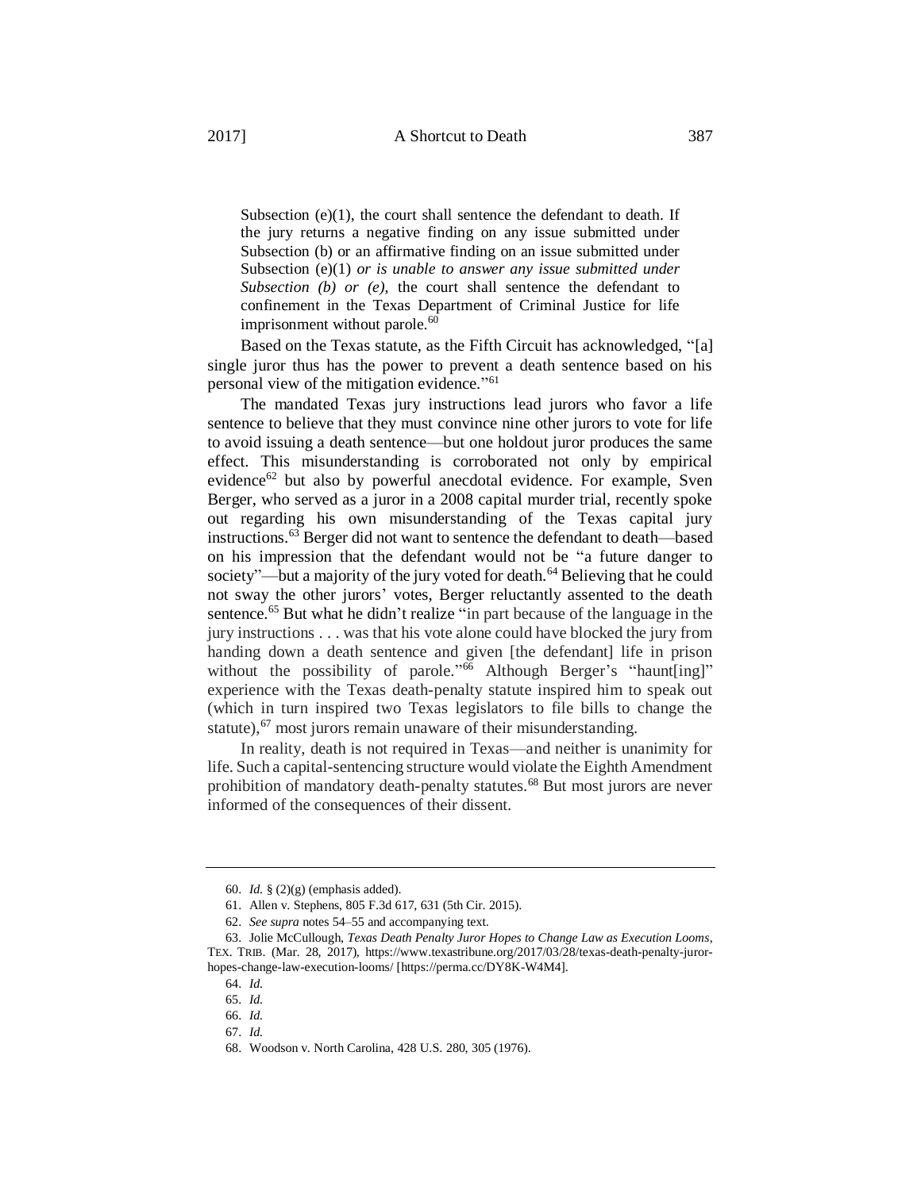> Subsection (e)(1), the court shall sentence the defendant to death. If the jury returns a negative finding on any issue submitted under Subsection (b) or an affirmative finding on an issue submitted under Subsection (e)(1) *or is unable to answer any issue submitted under Subsection (b) or (e)*, the court shall sentence the defendant to confinement in the Texas Department of Criminal Justice for life imprisonment without parole.[60]

Based on the Texas statute, as the Fifth Circuit has acknowledged, "[a] single juror thus has the power to prevent a death sentence based on his personal view of the mitigation evidence."[61]

The mandated Texas jury instructions lead jurors who favor a life sentence to believe that they must convince nine other jurors to vote for life to avoid issuing a death sentence—but one holdout juror produces the same effect. This misunderstanding is corroborated not only by empirical evidence[62] but also by powerful anecdotal evidence. For example, Sven Berger, who served as a juror in a 2008 capital murder trial, recently spoke out regarding his own misunderstanding of the Texas capital jury instructions.[63] Berger did not want to sentence the defendant to death—based on his impression that the defendant would not be "a future danger to society"—but a majority of the jury voted for death.[64] Believing that he could not sway the other jurors' votes, Berger reluctantly assented to the death sentence.[65] But what he didn't realize "in part because of the language in the jury instructions . . . was that his vote alone could have blocked the jury from handing down a death sentence and given [the defendant] life in prison without the possibility of parole."[66] Although Berger's "haunt[ing]" experience with the Texas death-penalty statute inspired him to speak out (which in turn inspired two Texas legislators to file bills to change the statute),[67] most jurors remain unaware of their misunderstanding.

In reality, death is not required in Texas—and neither is unanimity for life. Such a capital-sentencing structure would violate the Eighth Amendment prohibition of mandatory death-penalty statutes.[68] But most jurors are never informed of the consequences of their dissent.

---

60. *Id.* § (2)(g) (emphasis added).

61. Allen v. Stephens, 805 F.3d 617, 631 (5th Cir. 2015).

62. *See supra* notes 54–55 and accompanying text.

63. Jolie McCullough, *Texas Death Penalty Juror Hopes to Change Law as Execution Looms*, TEX. TRIB. (Mar. 28, 2017), https://www.texastribune.org/2017/03/28/texas-death-penalty-juror-hopes-change-law-execution-looms/ [https://perma.cc/DY8K-W4M4].

64. *Id.*

65. *Id.*

66. *Id.*

67. *Id.*

68. Woodson v. North Carolina, 428 U.S. 280, 305 (1976).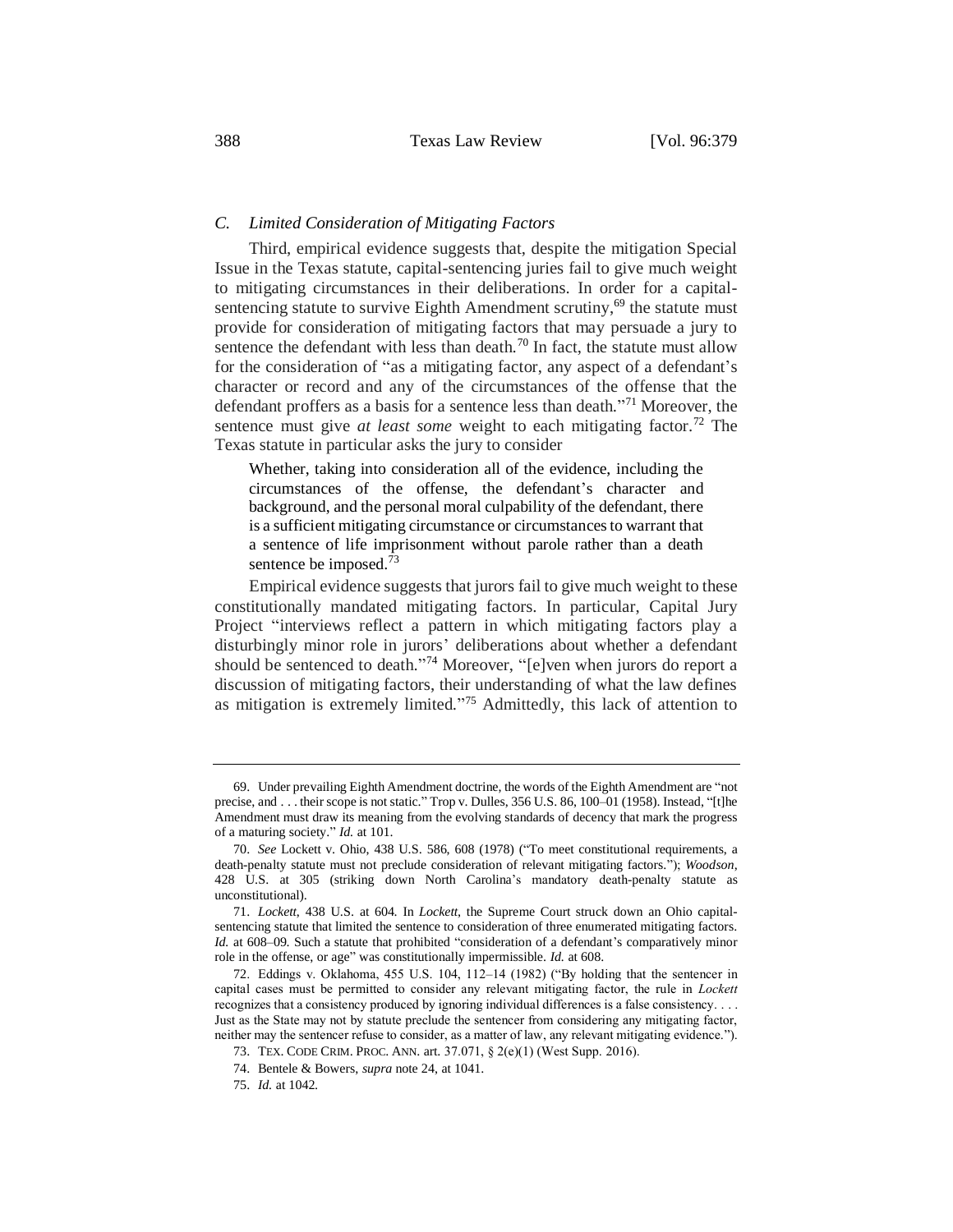### *C. Limited Consideration of Mitigating Factors*

Third, empirical evidence suggests that, despite the mitigation Special Issue in the Texas statute, capital-sentencing juries fail to give much weight to mitigating circumstances in their deliberations. In order for a capital-sentencing statute to survive Eighth Amendment scrutiny,[69] the statute must provide for consideration of mitigating factors that may persuade a jury to sentence the defendant with less than death.[70] In fact, the statute must allow for the consideration of "as a mitigating factor, any aspect of a defendant's character or record and any of the circumstances of the offense that the defendant proffers as a basis for a sentence less than death."[71] Moreover, the sentence must give *at least some* weight to each mitigating factor.[72] The Texas statute in particular asks the jury to consider

> Whether, taking into consideration all of the evidence, including the circumstances of the offense, the defendant's character and background, and the personal moral culpability of the defendant, there is a sufficient mitigating circumstance or circumstances to warrant that a sentence of life imprisonment without parole rather than a death sentence be imposed.[73]

Empirical evidence suggests that jurors fail to give much weight to these constitutionally mandated mitigating factors. In particular, Capital Jury Project "interviews reflect a pattern in which mitigating factors play a disturbingly minor role in jurors' deliberations about whether a defendant should be sentenced to death."[74] Moreover, "[e]ven when jurors do report a discussion of mitigating factors, their understanding of what the law defines as mitigation is extremely limited."[75] Admittedly, this lack of attention to

---

69. Under prevailing Eighth Amendment doctrine, the words of the Eighth Amendment are "not precise, and . . . their scope is not static." Trop v. Dulles, 356 U.S. 86, 100–01 (1958). Instead, "[t]he Amendment must draw its meaning from the evolving standards of decency that mark the progress of a maturing society." *Id.* at 101.

70. *See* Lockett v. Ohio, 438 U.S. 586, 608 (1978) ("To meet constitutional requirements, a death-penalty statute must not preclude consideration of relevant mitigating factors."); *Woodson*, 428 U.S. at 305 (striking down North Carolina's mandatory death-penalty statute as unconstitutional).

71. *Lockett*, 438 U.S. at 604. In *Lockett*, the Supreme Court struck down an Ohio capital-sentencing statute that limited the sentence to consideration of three enumerated mitigating factors. *Id.* at 608–09. Such a statute that prohibited "consideration of a defendant's comparatively minor role in the offense, or age" was constitutionally impermissible. *Id.* at 608.

72. Eddings v. Oklahoma, 455 U.S. 104, 112–14 (1982) ("By holding that the sentencer in capital cases must be permitted to consider any relevant mitigating factor, the rule in *Lockett* recognizes that a consistency produced by ignoring individual differences is a false consistency. . . . Just as the State may not by statute preclude the sentencer from considering any mitigating factor, neither may the sentencer refuse to consider, as a matter of law, any relevant mitigating evidence.").

73. TEX. CODE CRIM. PROC. ANN. art. 37.071, § 2(e)(1) (West Supp. 2016).

74. Bentele & Bowers, *supra* note 24, at 1041.

75. *Id.* at 1042.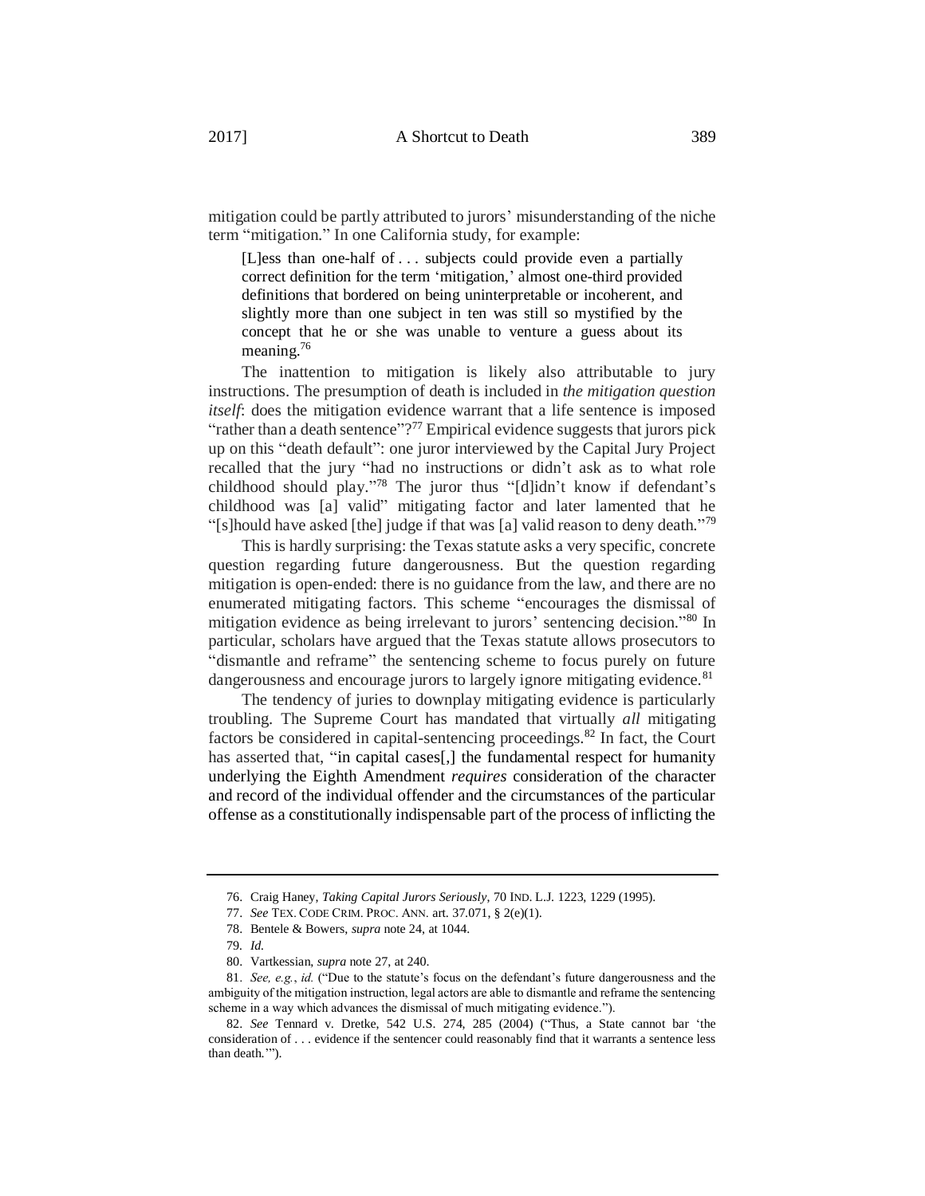mitigation could be partly attributed to jurors' misunderstanding of the niche term "mitigation." In one California study, for example:

> [L]ess than one-half of . . . subjects could provide even a partially correct definition for the term 'mitigation,' almost one-third provided definitions that bordered on being uninterpretable or incoherent, and slightly more than one subject in ten was still so mystified by the concept that he or she was unable to venture a guess about its meaning.[76]

The inattention to mitigation is likely also attributable to jury instructions. The presumption of death is included in *the mitigation question itself*: does the mitigation evidence warrant that a life sentence is imposed "rather than a death sentence"?[77] Empirical evidence suggests that jurors pick up on this "death default": one juror interviewed by the Capital Jury Project recalled that the jury "had no instructions or didn't ask as to what role childhood should play."[78] The juror thus "[d]idn't know if defendant's childhood was [a] valid" mitigating factor and later lamented that he "[s]hould have asked [the] judge if that was [a] valid reason to deny death."[79]

This is hardly surprising: the Texas statute asks a very specific, concrete question regarding future dangerousness. But the question regarding mitigation is open-ended: there is no guidance from the law, and there are no enumerated mitigating factors. This scheme "encourages the dismissal of mitigation evidence as being irrelevant to jurors' sentencing decision."[80] In particular, scholars have argued that the Texas statute allows prosecutors to "dismantle and reframe" the sentencing scheme to focus purely on future dangerousness and encourage jurors to largely ignore mitigating evidence.[81]

The tendency of juries to downplay mitigating evidence is particularly troubling. The Supreme Court has mandated that virtually *all* mitigating factors be considered in capital-sentencing proceedings.[82] In fact, the Court has asserted that, "in capital cases[,] the fundamental respect for humanity underlying the Eighth Amendment *requires* consideration of the character and record of the individual offender and the circumstances of the particular offense as a constitutionally indispensable part of the process of inflicting the

---

76. Craig Haney, *Taking Capital Jurors Seriously*, 70 IND. L.J. 1223, 1229 (1995).

77. *See* TEX. CODE CRIM. PROC. ANN. art. 37.071, § 2(e)(1).

78. Bentele & Bowers, *supra* note 24, at 1044.

79. *Id.*

80. Vartkessian, *supra* note 27, at 240.

81. *See, e.g.*, *id.* ("Due to the statute's focus on the defendant's future dangerousness and the ambiguity of the mitigation instruction, legal actors are able to dismantle and reframe the sentencing scheme in a way which advances the dismissal of much mitigating evidence.").

82. *See* Tennard v. Dretke, 542 U.S. 274, 285 (2004) ("Thus, a State cannot bar 'the consideration of . . . evidence if the sentencer could reasonably find that it warrants a sentence less than death.'").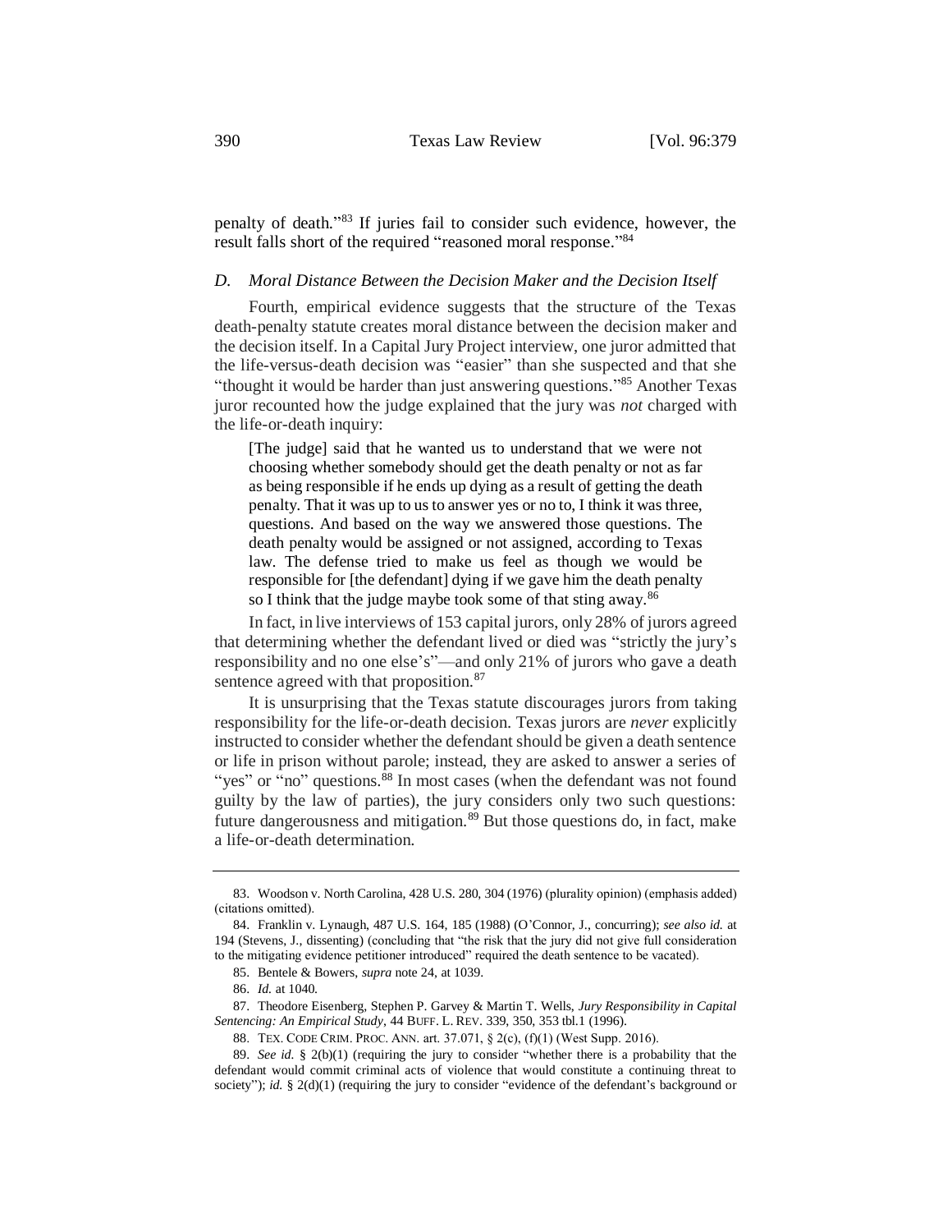penalty of death."[83] If juries fail to consider such evidence, however, the result falls short of the required "reasoned moral response."[84]

### *D. Moral Distance Between the Decision Maker and the Decision Itself*

Fourth, empirical evidence suggests that the structure of the Texas death-penalty statute creates moral distance between the decision maker and the decision itself. In a Capital Jury Project interview, one juror admitted that the life-versus-death decision was "easier" than she suspected and that she "thought it would be harder than just answering questions."[85] Another Texas juror recounted how the judge explained that the jury was *not* charged with the life-or-death inquiry:

> [The judge] said that he wanted us to understand that we were not choosing whether somebody should get the death penalty or not as far as being responsible if he ends up dying as a result of getting the death penalty. That it was up to us to answer yes or no to, I think it was three, questions. And based on the way we answered those questions. The death penalty would be assigned or not assigned, according to Texas law. The defense tried to make us feel as though we would be responsible for [the defendant] dying if we gave him the death penalty so I think that the judge maybe took some of that sting away.[86]

In fact, in live interviews of 153 capital jurors, only 28% of jurors agreed that determining whether the defendant lived or died was "strictly the jury's responsibility and no one else's"—and only 21% of jurors who gave a death sentence agreed with that proposition.[87]

It is unsurprising that the Texas statute discourages jurors from taking responsibility for the life-or-death decision. Texas jurors are *never* explicitly instructed to consider whether the defendant should be given a death sentence or life in prison without parole; instead, they are asked to answer a series of "yes" or "no" questions.[88] In most cases (when the defendant was not found guilty by the law of parties), the jury considers only two such questions: future dangerousness and mitigation.[89] But those questions do, in fact, make a life-or-death determination.

---

83. Woodson v. North Carolina, 428 U.S. 280, 304 (1976) (plurality opinion) (emphasis added) (citations omitted).

84. Franklin v. Lynaugh, 487 U.S. 164, 185 (1988) (O'Connor, J., concurring); *see also id.* at 194 (Stevens, J., dissenting) (concluding that "the risk that the jury did not give full consideration to the mitigating evidence petitioner introduced" required the death sentence to be vacated).

85. Bentele & Bowers, *supra* note 24, at 1039.

86. *Id.* at 1040.

87. Theodore Eisenberg, Stephen P. Garvey & Martin T. Wells, *Jury Responsibility in Capital Sentencing: An Empirical Study*, 44 BUFF. L. REV. 339, 350, 353 tbl.1 (1996).

88. TEX. CODE CRIM. PROC. ANN. art. 37.071, § 2(c), (f)(1) (West Supp. 2016).

89. *See id.* § 2(b)(1) (requiring the jury to consider "whether there is a probability that the defendant would commit criminal acts of violence that would constitute a continuing threat to society"); *id.* § 2(d)(1) (requiring the jury to consider "evidence of the defendant's background or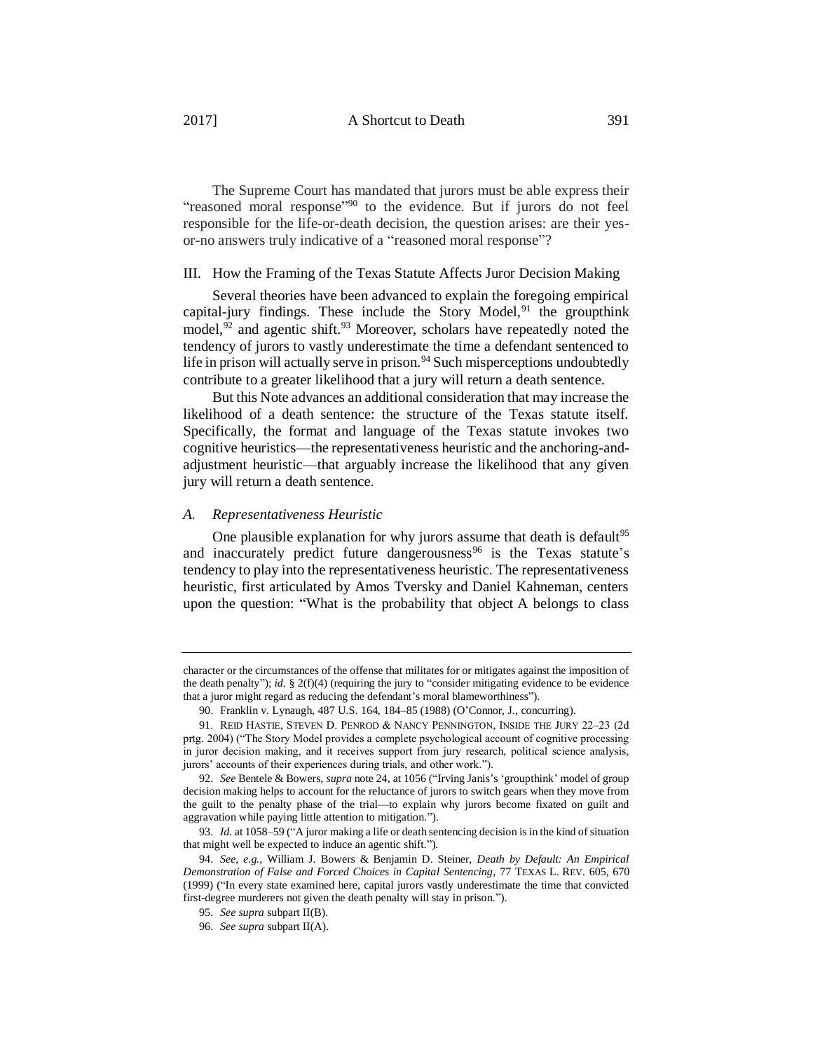The Supreme Court has mandated that jurors must be able express their "reasoned moral response"[90] to the evidence. But if jurors do not feel responsible for the life-or-death decision, the question arises: are their yes-or-no answers truly indicative of a "reasoned moral response"?

## III. How the Framing of the Texas Statute Affects Juror Decision Making

Several theories have been advanced to explain the foregoing empirical capital-jury findings. These include the Story Model,[91] the groupthink model,[92] and agentic shift.[93] Moreover, scholars have repeatedly noted the tendency of jurors to vastly underestimate the time a defendant sentenced to life in prison will actually serve in prison.[94] Such misperceptions undoubtedly contribute to a greater likelihood that a jury will return a death sentence.

But this Note advances an additional consideration that may increase the likelihood of a death sentence: the structure of the Texas statute itself. Specifically, the format and language of the Texas statute invokes two cognitive heuristics—the representativeness heuristic and the anchoring-and-adjustment heuristic—that arguably increase the likelihood that any given jury will return a death sentence.

### *A. Representativeness Heuristic*

One plausible explanation for why jurors assume that death is default[95] and inaccurately predict future dangerousness[96] is the Texas statute's tendency to play into the representativeness heuristic. The representativeness heuristic, first articulated by Amos Tversky and Daniel Kahneman, centers upon the question: "What is the probability that object A belongs to class

---

character or the circumstances of the offense that militates for or mitigates against the imposition of the death penalty"); *id.* § 2(f)(4) (requiring the jury to "consider mitigating evidence to be evidence that a juror might regard as reducing the defendant's moral blameworthiness").

90. Franklin v. Lynaugh, 487 U.S. 164, 184–85 (1988) (O'Connor, J., concurring).

91. REID HASTIE, STEVEN D. PENROD & NANCY PENNINGTON, INSIDE THE JURY 22–23 (2d prtg. 2004) ("The Story Model provides a complete psychological account of cognitive processing in juror decision making, and it receives support from jury research, political science analysis, jurors' accounts of their experiences during trials, and other work.").

92. *See* Bentele & Bowers, *supra* note 24, at 1056 ("Irving Janis's 'groupthink' model of group decision making helps to account for the reluctance of jurors to switch gears when they move from the guilt to the penalty phase of the trial—to explain why jurors become fixated on guilt and aggravation while paying little attention to mitigation.").

93. *Id.* at 1058–59 ("A juror making a life or death sentencing decision is in the kind of situation that might well be expected to induce an agentic shift.").

94. *See, e.g.*, William J. Bowers & Benjamin D. Steiner, *Death by Default: An Empirical Demonstration of False and Forced Choices in Capital Sentencing*, 77 TEXAS L. REV. 605, 670 (1999) ("In every state examined here, capital jurors vastly underestimate the time that convicted first-degree murderers not given the death penalty will stay in prison.").

95. *See supra* subpart II(B).

96. *See supra* subpart II(A).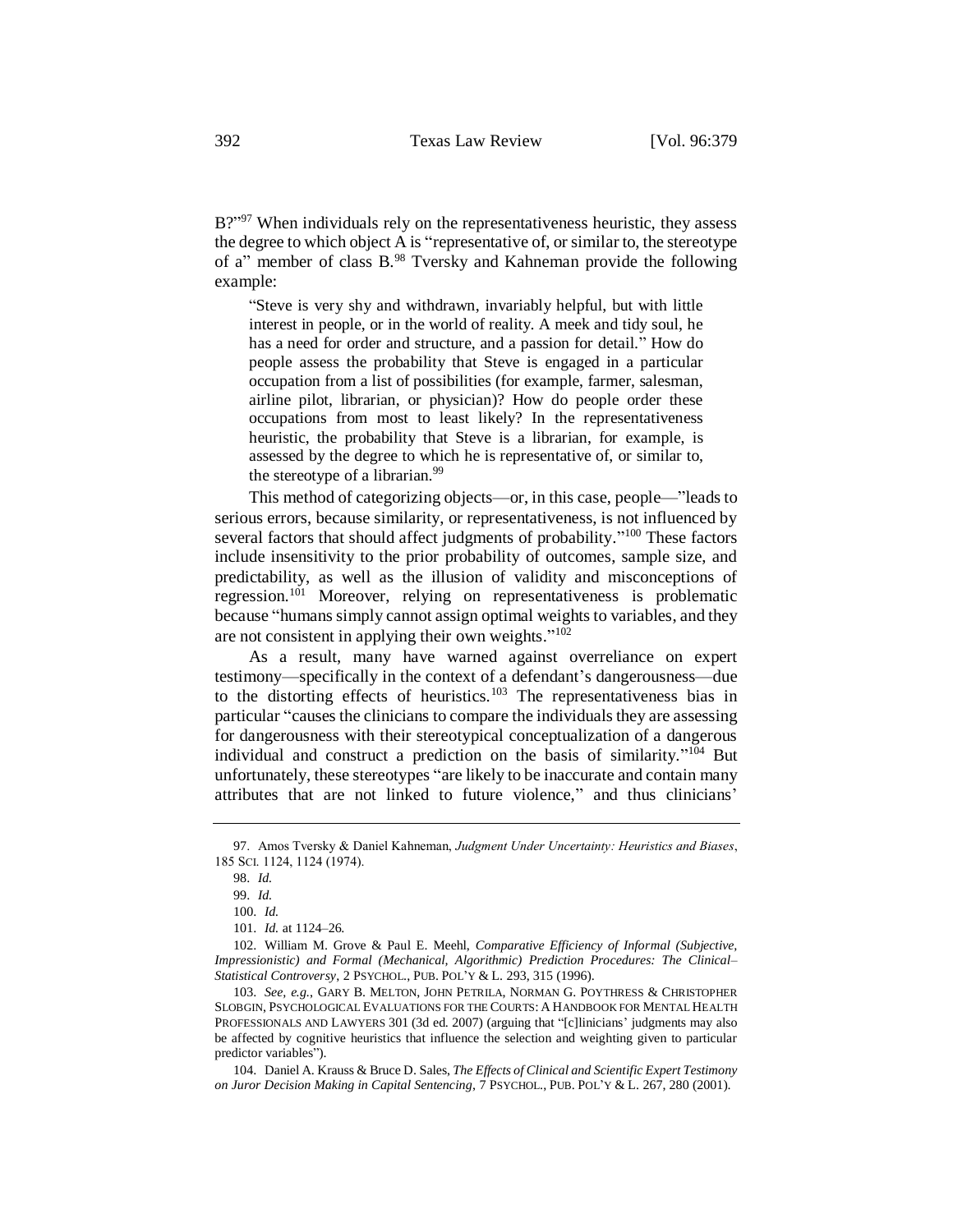B?"[97] When individuals rely on the representativeness heuristic, they assess the degree to which object A is "representative of, or similar to, the stereotype of a" member of class B.[98] Tversky and Kahneman provide the following example:

> "Steve is very shy and withdrawn, invariably helpful, but with little interest in people, or in the world of reality. A meek and tidy soul, he has a need for order and structure, and a passion for detail." How do people assess the probability that Steve is engaged in a particular occupation from a list of possibilities (for example, farmer, salesman, airline pilot, librarian, or physician)? How do people order these occupations from most to least likely? In the representativeness heuristic, the probability that Steve is a librarian, for example, is assessed by the degree to which he is representative of, or similar to, the stereotype of a librarian.[99]

This method of categorizing objects—or, in this case, people—"leads to serious errors, because similarity, or representativeness, is not influenced by several factors that should affect judgments of probability."[100] These factors include insensitivity to the prior probability of outcomes, sample size, and predictability, as well as the illusion of validity and misconceptions of regression.[101] Moreover, relying on representativeness is problematic because "humans simply cannot assign optimal weights to variables, and they are not consistent in applying their own weights."[102]

As a result, many have warned against overreliance on expert testimony—specifically in the context of a defendant's dangerousness—due to the distorting effects of heuristics.[103] The representativeness bias in particular "causes the clinicians to compare the individuals they are assessing for dangerousness with their stereotypical conceptualization of a dangerous individual and construct a prediction on the basis of similarity."[104] But unfortunately, these stereotypes "are likely to be inaccurate and contain many attributes that are not linked to future violence," and thus clinicians'

---

97. Amos Tversky & Daniel Kahneman, *Judgment Under Uncertainty: Heuristics and Biases*, 185 SCI. 1124, 1124 (1974).

98. *Id.*

99. *Id.*

100. *Id.*

101. *Id.* at 1124–26.

102. William M. Grove & Paul E. Meehl, *Comparative Efficiency of Informal (Subjective, Impressionistic) and Formal (Mechanical, Algorithmic) Prediction Procedures: The Clinical–Statistical Controversy*, 2 PSYCHOL., PUB. POL'Y & L. 293, 315 (1996).

103. *See, e.g.*, GARY B. MELTON, JOHN PETRILA, NORMAN G. POYTHRESS & CHRISTOPHER SLOBGIN, PSYCHOLOGICAL EVALUATIONS FOR THE COURTS: A HANDBOOK FOR MENTAL HEALTH PROFESSIONALS AND LAWYERS 301 (3d ed. 2007) (arguing that "[c]linicians' judgments may also be affected by cognitive heuristics that influence the selection and weighting given to particular predictor variables").

104. Daniel A. Krauss & Bruce D. Sales, *The Effects of Clinical and Scientific Expert Testimony on Juror Decision Making in Capital Sentencing*, 7 PSYCHOL., PUB. POL'Y & L. 267, 280 (2001).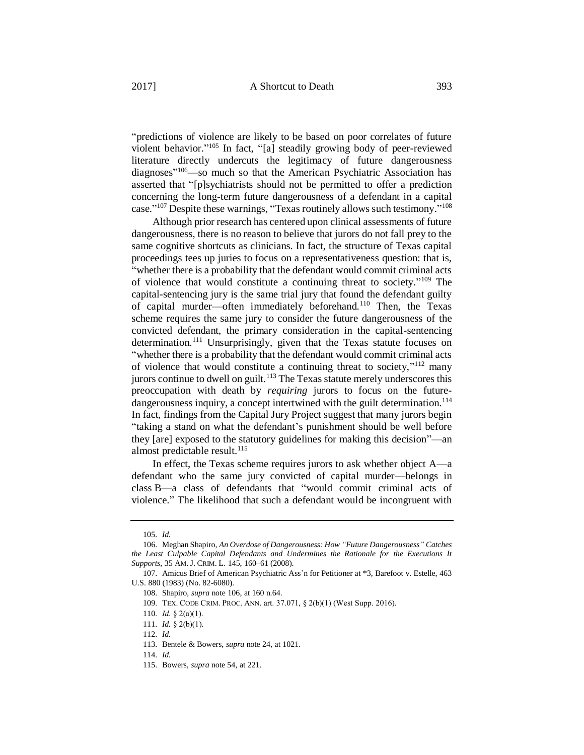"predictions of violence are likely to be based on poor correlates of future violent behavior."[105] In fact, "[a] steadily growing body of peer-reviewed literature directly undercuts the legitimacy of future dangerousness diagnoses"[106]—so much so that the American Psychiatric Association has asserted that "[p]sychiatrists should not be permitted to offer a prediction concerning the long-term future dangerousness of a defendant in a capital case."[107] Despite these warnings, "Texas routinely allows such testimony."[108]

Although prior research has centered upon clinical assessments of future dangerousness, there is no reason to believe that jurors do not fall prey to the same cognitive shortcuts as clinicians. In fact, the structure of Texas capital proceedings tees up juries to focus on a representativeness question: that is, "whether there is a probability that the defendant would commit criminal acts of violence that would constitute a continuing threat to society."[109] The capital-sentencing jury is the same trial jury that found the defendant guilty of capital murder—often immediately beforehand.[110] Then, the Texas scheme requires the same jury to consider the future dangerousness of the convicted defendant, the primary consideration in the capital-sentencing determination.[111] Unsurprisingly, given that the Texas statute focuses on "whether there is a probability that the defendant would commit criminal acts of violence that would constitute a continuing threat to society,"[112] many jurors continue to dwell on guilt.[113] The Texas statute merely underscores this preoccupation with death by *requiring* jurors to focus on the future-dangerousness inquiry, a concept intertwined with the guilt determination.[114] In fact, findings from the Capital Jury Project suggest that many jurors begin "taking a stand on what the defendant's punishment should be well before they [are] exposed to the statutory guidelines for making this decision"—an almost predictable result.[115]

In effect, the Texas scheme requires jurors to ask whether object A—a defendant who the same jury convicted of capital murder—belongs in class B—a class of defendants that "would commit criminal acts of violence." The likelihood that such a defendant would be incongruent with

---

105. *Id.*

106. Meghan Shapiro, *An Overdose of Dangerousness: How "Future Dangerousness" Catches the Least Culpable Capital Defendants and Undermines the Rationale for the Executions It Supports*, 35 AM. J. CRIM. L. 145, 160–61 (2008).

107. Amicus Brief of American Psychiatric Ass'n for Petitioner at *3, Barefoot v. Estelle, 463 U.S. 880 (1983) (No. 82-6080).

108. Shapiro, *supra* note 106, at 160 n.64.

109. TEX. CODE CRIM. PROC. ANN. art. 37.071, § 2(b)(1) (West Supp. 2016).

110. *Id.* § 2(a)(1).

111. *Id.* § 2(b)(1).

112. *Id.*

113. Bentele & Bowers, *supra* note 24, at 1021.

114. *Id.*

115. Bowers, *supra* note 54, at 221.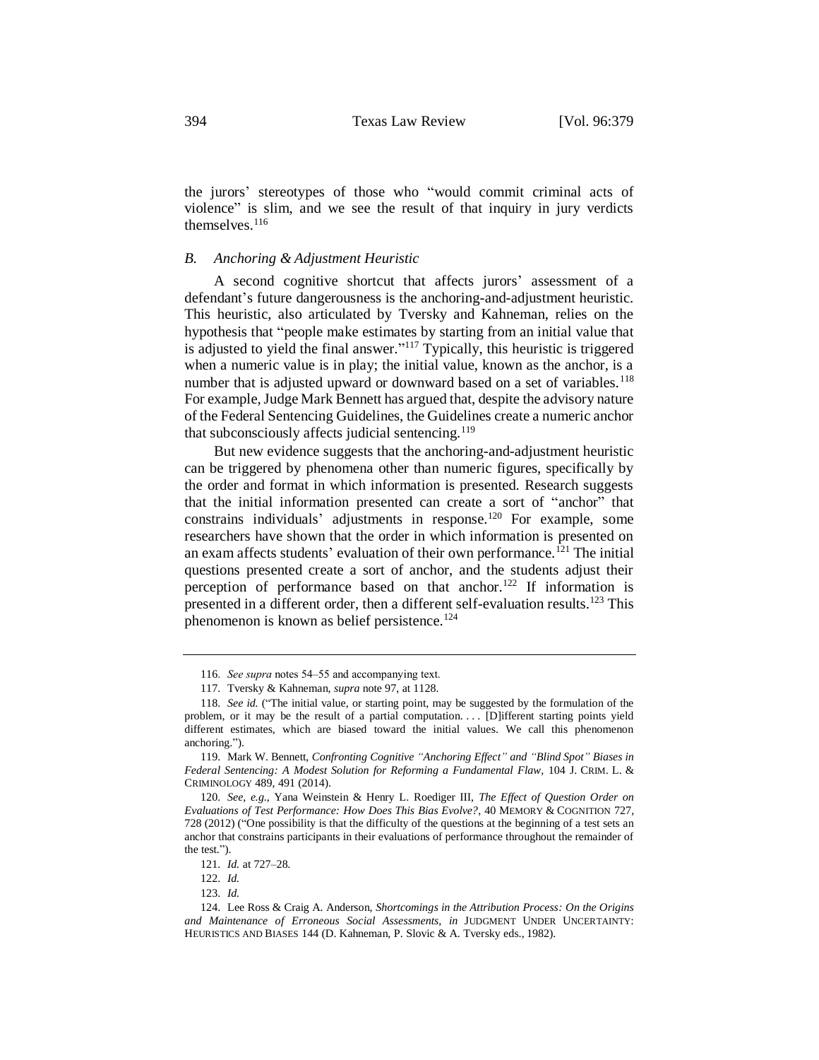the jurors' stereotypes of those who "would commit criminal acts of violence" is slim, and we see the result of that inquiry in jury verdicts themselves.[116]

### *B. Anchoring & Adjustment Heuristic*

A second cognitive shortcut that affects jurors' assessment of a defendant's future dangerousness is the anchoring-and-adjustment heuristic. This heuristic, also articulated by Tversky and Kahneman, relies on the hypothesis that "people make estimates by starting from an initial value that is adjusted to yield the final answer."[117] Typically, this heuristic is triggered when a numeric value is in play; the initial value, known as the anchor, is a number that is adjusted upward or downward based on a set of variables.[118] For example, Judge Mark Bennett has argued that, despite the advisory nature of the Federal Sentencing Guidelines, the Guidelines create a numeric anchor that subconsciously affects judicial sentencing.[119]

But new evidence suggests that the anchoring-and-adjustment heuristic can be triggered by phenomena other than numeric figures, specifically by the order and format in which information is presented. Research suggests that the initial information presented can create a sort of "anchor" that constrains individuals' adjustments in response.[120] For example, some researchers have shown that the order in which information is presented on an exam affects students' evaluation of their own performance.[121] The initial questions presented create a sort of anchor, and the students adjust their perception of performance based on that anchor.[122] If information is presented in a different order, then a different self-evaluation results.[123] This phenomenon is known as belief persistence.[124]

---

116. *See supra* notes 54–55 and accompanying text.

117. Tversky & Kahneman, *supra* note 97, at 1128.

118. *See id.* ("The initial value, or starting point, may be suggested by the formulation of the problem, or it may be the result of a partial computation. . . . [D]ifferent starting points yield different estimates, which are biased toward the initial values. We call this phenomenon anchoring.").

119. Mark W. Bennett, *Confronting Cognitive "Anchoring Effect" and "Blind Spot" Biases in Federal Sentencing: A Modest Solution for Reforming a Fundamental Flaw*, 104 J. CRIM. L. & CRIMINOLOGY 489, 491 (2014).

120. *See, e.g.*, Yana Weinstein & Henry L. Roediger III, *The Effect of Question Order on Evaluations of Test Performance: How Does This Bias Evolve?*, 40 MEMORY & COGNITION 727, 728 (2012) ("One possibility is that the difficulty of the questions at the beginning of a test sets an anchor that constrains participants in their evaluations of performance throughout the remainder of the test.").

121. *Id.* at 727–28.

122. *Id.*

123. *Id.*

124. Lee Ross & Craig A. Anderson, *Shortcomings in the Attribution Process: On the Origins and Maintenance of Erroneous Social Assessments*, *in* JUDGMENT UNDER UNCERTAINTY: HEURISTICS AND BIASES 144 (D. Kahneman, P. Slovic & A. Tversky eds., 1982).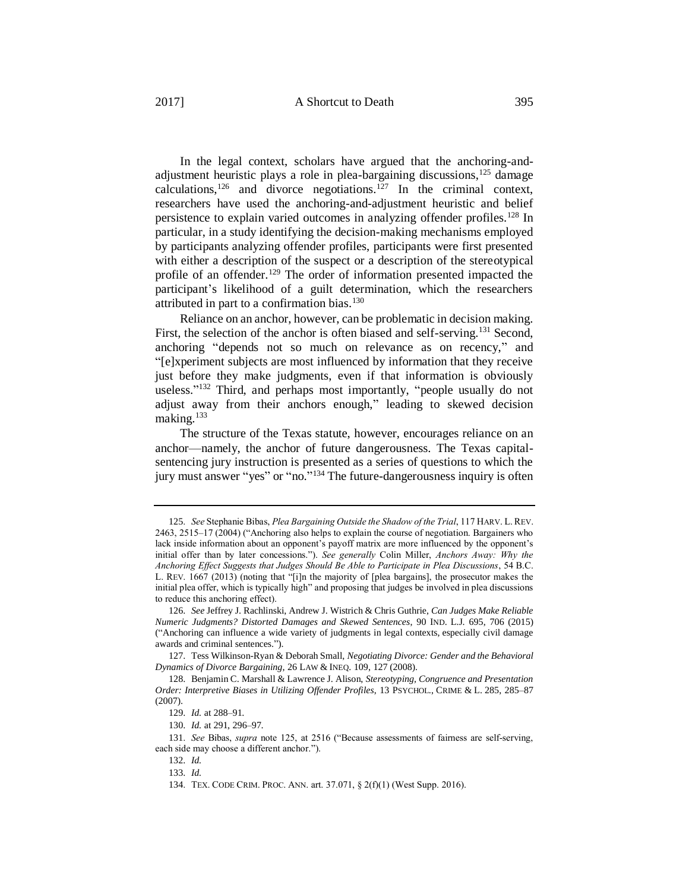In the legal context, scholars have argued that the anchoring-and-adjustment heuristic plays a role in plea-bargaining discussions,[125] damage calculations,[126] and divorce negotiations.[127] In the criminal context, researchers have used the anchoring-and-adjustment heuristic and belief persistence to explain varied outcomes in analyzing offender profiles.[128] In particular, in a study identifying the decision-making mechanisms employed by participants analyzing offender profiles, participants were first presented with either a description of the suspect or a description of the stereotypical profile of an offender.[129] The order of information presented impacted the participant's likelihood of a guilt determination, which the researchers attributed in part to a confirmation bias.[130]

Reliance on an anchor, however, can be problematic in decision making. First, the selection of the anchor is often biased and self-serving.[131] Second, anchoring "depends not so much on relevance as on recency," and "[e]xperiment subjects are most influenced by information that they receive just before they make judgments, even if that information is obviously useless."[132] Third, and perhaps most importantly, "people usually do not adjust away from their anchors enough," leading to skewed decision making.[133]

The structure of the Texas statute, however, encourages reliance on an anchor—namely, the anchor of future dangerousness. The Texas capital-sentencing jury instruction is presented as a series of questions to which the jury must answer "yes" or "no."[134] The future-dangerousness inquiry is often

---

125. *See* Stephanie Bibas, *Plea Bargaining Outside the Shadow of the Trial*, 117 HARV. L. REV. 2463, 2515–17 (2004) ("Anchoring also helps to explain the course of negotiation. Bargainers who lack inside information about an opponent's payoff matrix are more influenced by the opponent's initial offer than by later concessions."). *See generally* Colin Miller, *Anchors Away: Why the Anchoring Effect Suggests that Judges Should Be Able to Participate in Plea Discussions*, 54 B.C. L. REV. 1667 (2013) (noting that "[i]n the majority of [plea bargains], the prosecutor makes the initial plea offer, which is typically high" and proposing that judges be involved in plea discussions to reduce this anchoring effect).

126. *See* Jeffrey J. Rachlinski, Andrew J. Wistrich & Chris Guthrie, *Can Judges Make Reliable Numeric Judgments? Distorted Damages and Skewed Sentences*, 90 IND. L.J. 695, 706 (2015) ("Anchoring can influence a wide variety of judgments in legal contexts, especially civil damage awards and criminal sentences.").

127. Tess Wilkinson-Ryan & Deborah Small, *Negotiating Divorce: Gender and the Behavioral Dynamics of Divorce Bargaining*, 26 LAW & INEQ. 109, 127 (2008).

128. Benjamin C. Marshall & Lawrence J. Alison, *Stereotyping, Congruence and Presentation Order: Interpretive Biases in Utilizing Offender Profiles*, 13 PSYCHOL., CRIME & L. 285, 285–87 (2007).

129. *Id.* at 288–91.

130. *Id.* at 291, 296–97.

131. *See* Bibas, *supra* note 125, at 2516 ("Because assessments of fairness are self-serving, each side may choose a different anchor.").

132. *Id.*

133. *Id.*

134. TEX. CODE CRIM. PROC. ANN. art. 37.071, § 2(f)(1) (West Supp. 2016).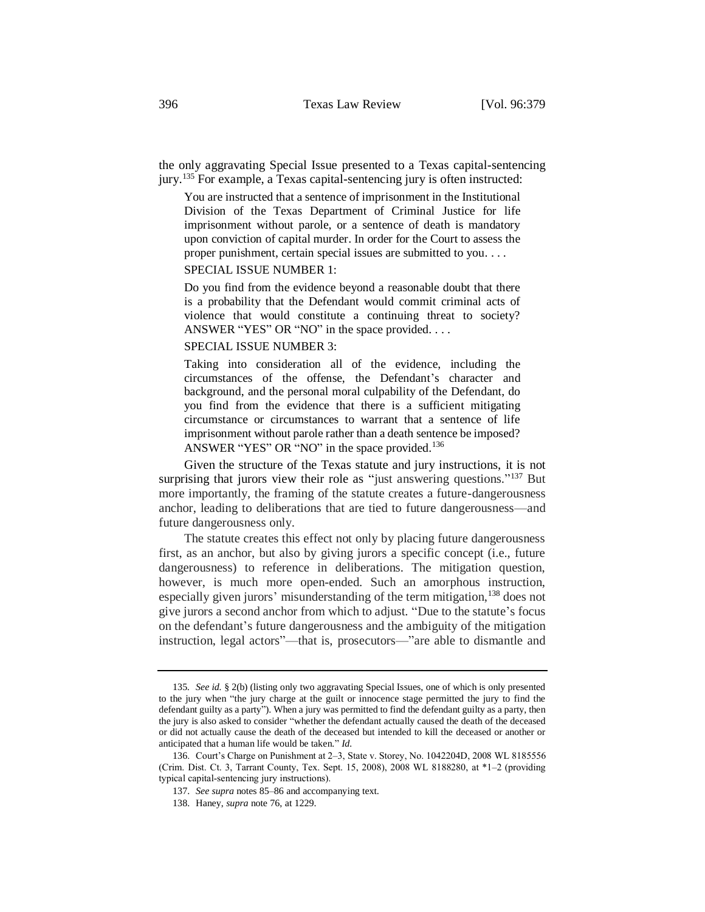the only aggravating Special Issue presented to a Texas capital-sentencing jury.[135] For example, a Texas capital-sentencing jury is often instructed:

> You are instructed that a sentence of imprisonment in the Institutional Division of the Texas Department of Criminal Justice for life imprisonment without parole, or a sentence of death is mandatory upon conviction of capital murder. In order for the Court to assess the proper punishment, certain special issues are submitted to you. . . .
>
> SPECIAL ISSUE NUMBER 1:
>
> Do you find from the evidence beyond a reasonable doubt that there is a probability that the Defendant would commit criminal acts of violence that would constitute a continuing threat to society? ANSWER "YES" OR "NO" in the space provided. . . .
>
> SPECIAL ISSUE NUMBER 3:
>
> Taking into consideration all of the evidence, including the circumstances of the offense, the Defendant's character and background, and the personal moral culpability of the Defendant, do you find from the evidence that there is a sufficient mitigating circumstance or circumstances to warrant that a sentence of life imprisonment without parole rather than a death sentence be imposed? ANSWER "YES" OR "NO" in the space provided.[136]

Given the structure of the Texas statute and jury instructions, it is not surprising that jurors view their role as "just answering questions."[137] But more importantly, the framing of the statute creates a future-dangerousness anchor, leading to deliberations that are tied to future dangerousness—and future dangerousness only.

The statute creates this effect not only by placing future dangerousness first, as an anchor, but also by giving jurors a specific concept (i.e., future dangerousness) to reference in deliberations. The mitigation question, however, is much more open-ended. Such an amorphous instruction, especially given jurors' misunderstanding of the term mitigation,[138] does not give jurors a second anchor from which to adjust. "Due to the statute's focus on the defendant's future dangerousness and the ambiguity of the mitigation instruction, legal actors"—that is, prosecutors—"are able to dismantle and

---

135. *See id.* § 2(b) (listing only two aggravating Special Issues, one of which is only presented to the jury when "the jury charge at the guilt or innocence stage permitted the jury to find the defendant guilty as a party"). When a jury was permitted to find the defendant guilty as a party, then the jury is also asked to consider "whether the defendant actually caused the death of the deceased or did not actually cause the death of the deceased but intended to kill the deceased or another or anticipated that a human life would be taken." *Id.*

136. Court's Charge on Punishment at 2–3, State v. Storey, No. 1042204D, 2008 WL 8185556 (Crim. Dist. Ct. 3, Tarrant County, Tex. Sept. 15, 2008), 2008 WL 8188280, at *1–2 (providing typical capital-sentencing jury instructions).

137. *See supra* notes 85–86 and accompanying text.

138. Haney, *supra* note 76, at 1229.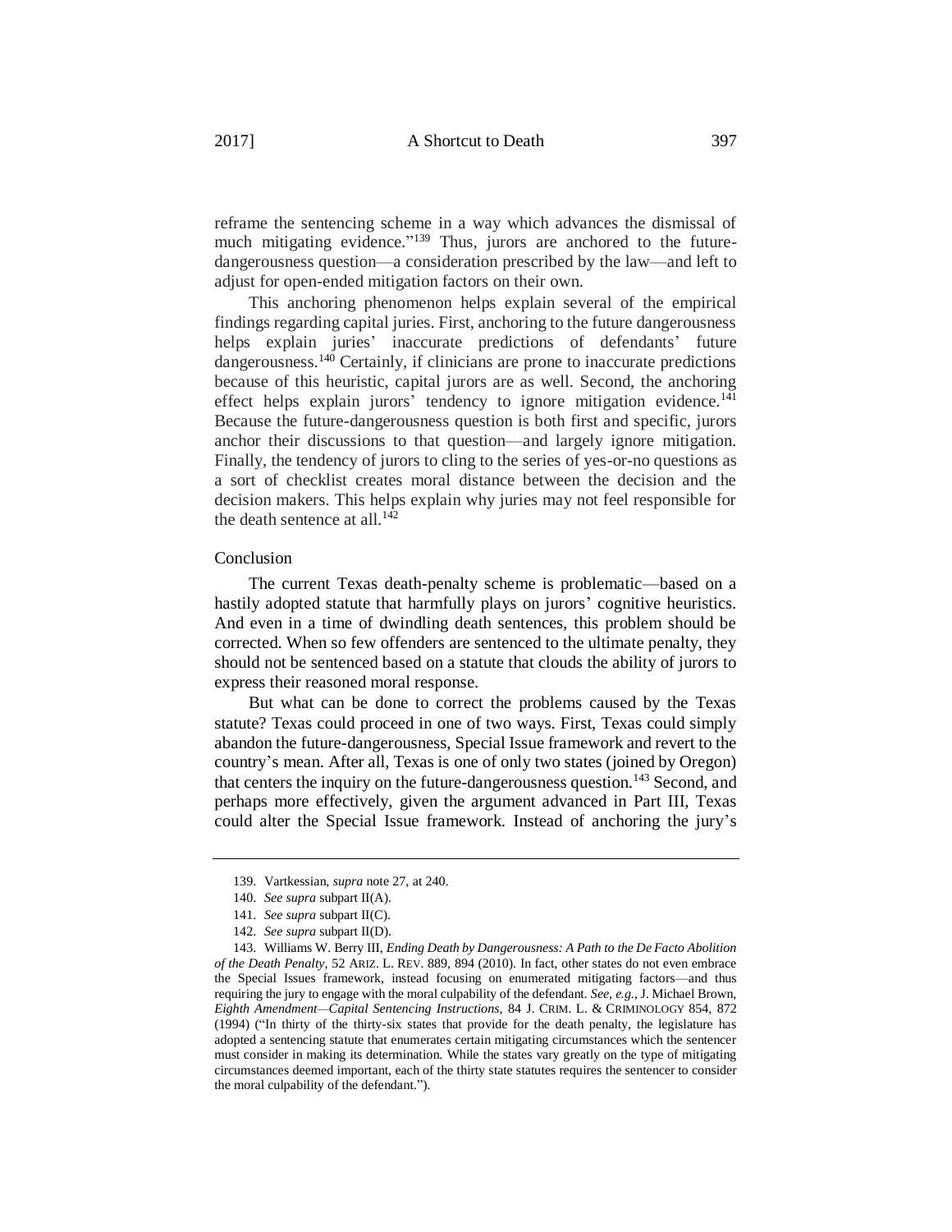reframe the sentencing scheme in a way which advances the dismissal of much mitigating evidence."[139] Thus, jurors are anchored to the future-dangerousness question—a consideration prescribed by the law—and left to adjust for open-ended mitigation factors on their own.

This anchoring phenomenon helps explain several of the empirical findings regarding capital juries. First, anchoring to the future dangerousness helps explain juries' inaccurate predictions of defendants' future dangerousness.[140] Certainly, if clinicians are prone to inaccurate predictions because of this heuristic, capital jurors are as well. Second, the anchoring effect helps explain jurors' tendency to ignore mitigation evidence.[141] Because the future-dangerousness question is both first and specific, jurors anchor their discussions to that question—and largely ignore mitigation. Finally, the tendency of jurors to cling to the series of yes-or-no questions as a sort of checklist creates moral distance between the decision and the decision makers. This helps explain why juries may not feel responsible for the death sentence at all.[142]

## Conclusion

The current Texas death-penalty scheme is problematic—based on a hastily adopted statute that harmfully plays on jurors' cognitive heuristics. And even in a time of dwindling death sentences, this problem should be corrected. When so few offenders are sentenced to the ultimate penalty, they should not be sentenced based on a statute that clouds the ability of jurors to express their reasoned moral response.

But what can be done to correct the problems caused by the Texas statute? Texas could proceed in one of two ways. First, Texas could simply abandon the future-dangerousness, Special Issue framework and revert to the country's mean. After all, Texas is one of only two states (joined by Oregon) that centers the inquiry on the future-dangerousness question.[143] Second, and perhaps more effectively, given the argument advanced in Part III, Texas could alter the Special Issue framework. Instead of anchoring the jury's

---

139. Vartkessian, *supra* note 27, at 240.

140. *See supra* subpart II(A).

141. *See supra* subpart II(C).

142. *See supra* subpart II(D).

143. Williams W. Berry III, *Ending Death by Dangerousness: A Path to the De Facto Abolition of the Death Penalty*, 52 ARIZ. L. REV. 889, 894 (2010). In fact, other states do not even embrace the Special Issues framework, instead focusing on enumerated mitigating factors—and thus requiring the jury to engage with the moral culpability of the defendant. *See, e.g.*, J. Michael Brown, *Eighth Amendment—Capital Sentencing Instructions*, 84 J. CRIM. L. & CRIMINOLOGY 854, 872 (1994) ("In thirty of the thirty-six states that provide for the death penalty, the legislature has adopted a sentencing statute that enumerates certain mitigating circumstances which the sentencer must consider in making its determination. While the states vary greatly on the type of mitigating circumstances deemed important, each of the thirty state statutes requires the sentencer to consider the moral culpability of the defendant.").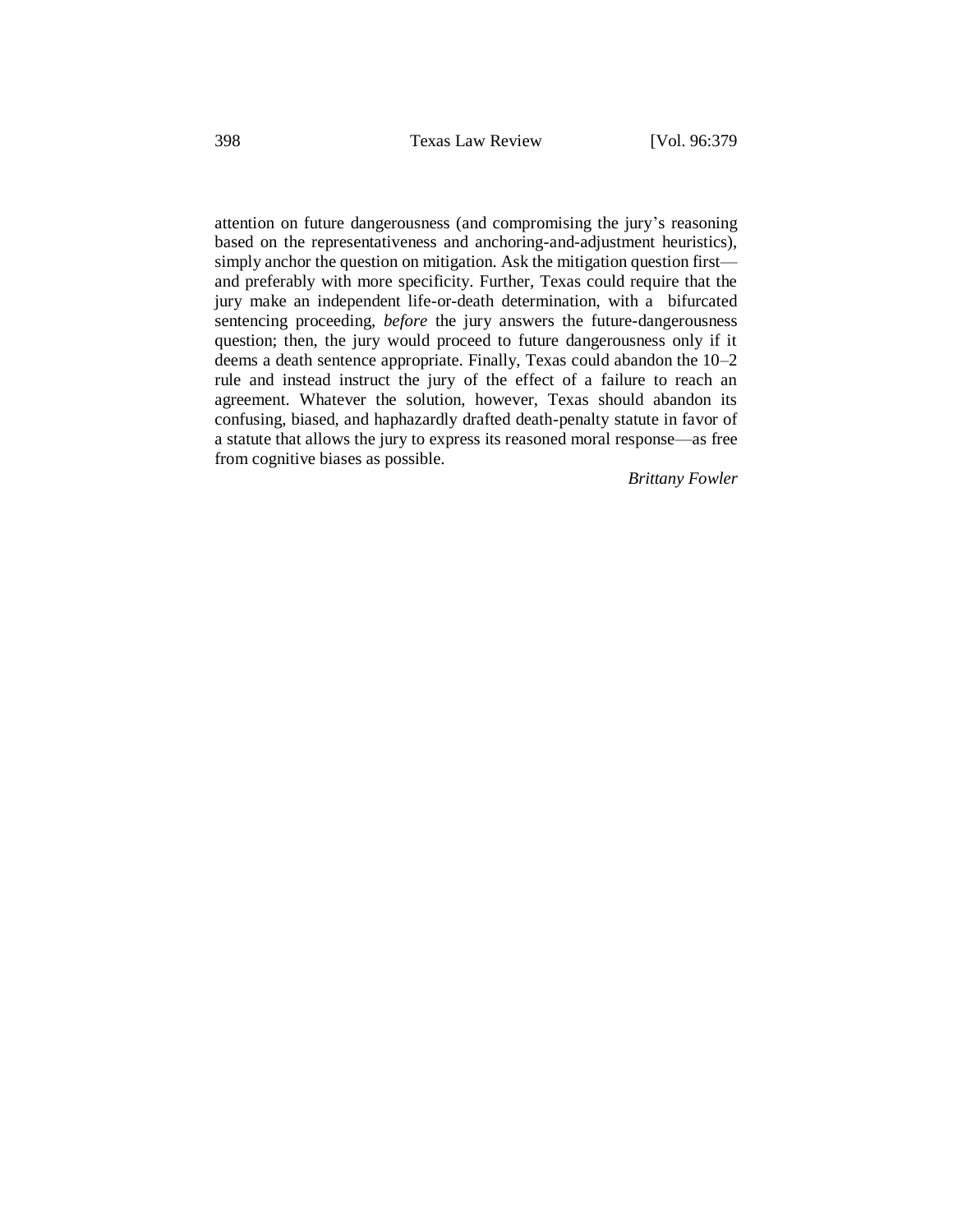attention on future dangerousness (and compromising the jury's reasoning based on the representativeness and anchoring-and-adjustment heuristics), simply anchor the question on mitigation. Ask the mitigation question first—and preferably with more specificity. Further, Texas could require that the jury make an independent life-or-death determination, with a bifurcated sentencing proceeding, *before* the jury answers the future-dangerousness question; then, the jury would proceed to future dangerousness only if it deems a death sentence appropriate. Finally, Texas could abandon the 10–2 rule and instead instruct the jury of the effect of a failure to reach an agreement. Whatever the solution, however, Texas should abandon its confusing, biased, and haphazardly drafted death-penalty statute in favor of a statute that allows the jury to express its reasoned moral response—as free from cognitive biases as possible.

*Brittany Fowler*